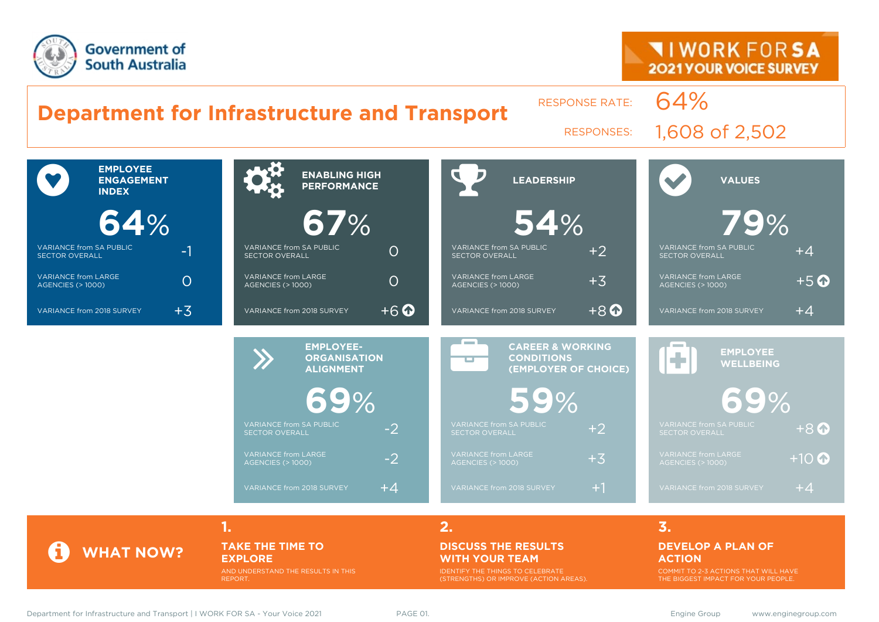Government of South Australia

I WORK FOR SA
2021 YOUR VOICE SURVEY

# Department for Infrastructure and Transport

RESPONSE RATE: 64%

RESPONSES: 1,608 of 2,502

| Measure | Score | Variance from SA Public Sector Overall | Variance from Large Agencies (> 1000) | Variance from 2018 Survey |
|---|---|---|---|---|
| EMPLOYEE ENGAGEMENT INDEX | 64% | -1 | 0 | +3 |
| ENABLING HIGH PERFORMANCE | 67% | 0 | 0 | +6 |
| LEADERSHIP | 54% | +2 | +3 | +8 |
| VALUES | 79% | +4 | +5 | +4 |
| EMPLOYEE-ORGANISATION ALIGNMENT | 69% | -2 | -2 | +4 |
| CAREER & WORKING CONDITIONS (EMPLOYER OF CHOICE) | 59% | +2 | +3 | +1 |
| EMPLOYEE WELLBEING | 69% | +8 | +10 | +4 |

## WHAT NOW?

**1. TAKE THE TIME TO EXPLORE**

AND UNDERSTAND THE RESULTS IN THIS REPORT.

**2. DISCUSS THE RESULTS WITH YOUR TEAM**

IDENTIFY THE THINGS TO CELEBRATE (STRENGTHS) OR IMPROVE (ACTION AREAS).

**3. DEVELOP A PLAN OF ACTION**

COMMIT TO 2-3 ACTIONS THAT WILL HAVE THE BIGGEST IMPACT FOR YOUR PEOPLE.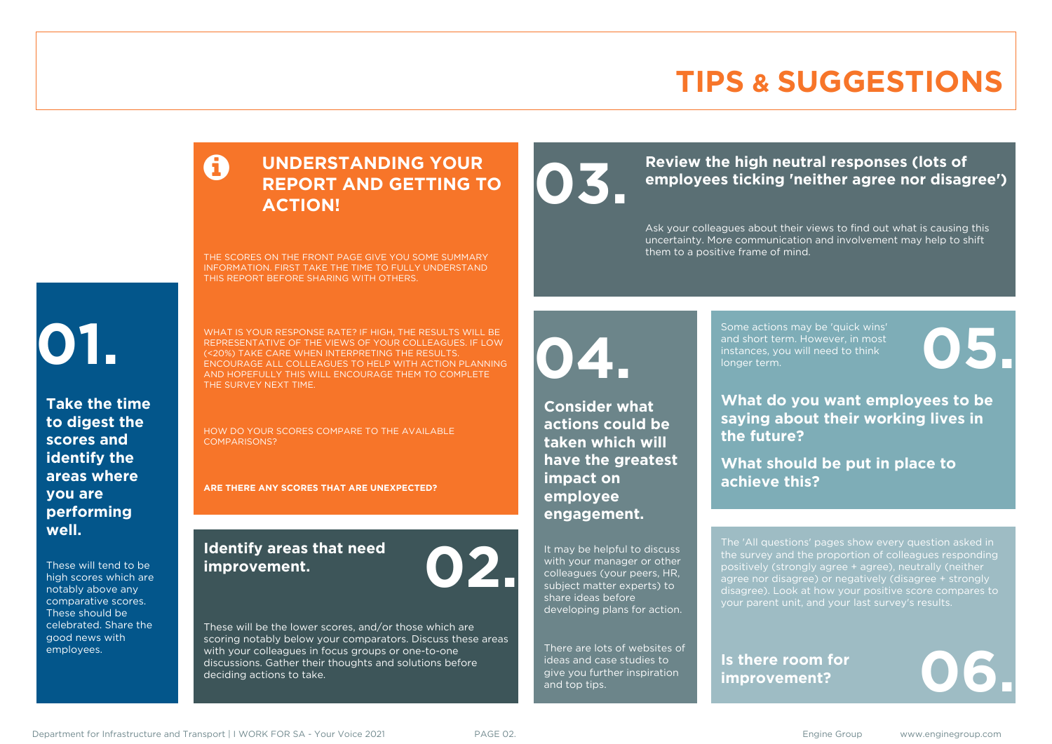# TIPS & SUGGESTIONS

## UNDERSTANDING YOUR REPORT AND GETTING TO ACTION!

THE SCORES ON THE FRONT PAGE GIVE YOU SOME SUMMARY INFORMATION. FIRST TAKE THE TIME TO FULLY UNDERSTAND THIS REPORT BEFORE SHARING WITH OTHERS.

WHAT IS YOUR RESPONSE RATE? IF HIGH, THE RESULTS WILL BE REPRESENTATIVE OF THE VIEWS OF YOUR COLLEAGUES. IF LOW (<20%) TAKE CARE WHEN INTERPRETING THE RESULTS. ENCOURAGE ALL COLLEAGUES TO HELP WITH ACTION PLANNING AND HOPEFULLY THIS WILL ENCOURAGE THEM TO COMPLETE THE SURVEY NEXT TIME.

HOW DO YOUR SCORES COMPARE TO THE AVAILABLE COMPARISONS?

**ARE THERE ANY SCORES THAT ARE UNEXPECTED?**

## 01.

**Take the time to digest the scores and identify the areas where you are performing well.**

These will tend to be high scores which are notably above any comparative scores. These should be celebrated. Share the good news with employees.

## 02.

**Identify areas that need improvement.**

These will be the lower scores, and/or those which are scoring notably below your comparators. Discuss these areas with your colleagues in focus groups or one-to-one discussions. Gather their thoughts and solutions before deciding actions to take.

## 03.

**Review the high neutral responses (lots of employees ticking 'neither agree nor disagree')**

Ask your colleagues about their views to find out what is causing this uncertainty. More communication and involvement may help to shift them to a positive frame of mind.

## 04.

**Consider what actions could be taken which will have the greatest impact on employee engagement.**

It may be helpful to discuss with your manager or other colleagues (your peers, HR, subject matter experts) to share ideas before developing plans for action.

There are lots of websites of ideas and case studies to give you further inspiration and top tips.

## 05.

Some actions may be 'quick wins' and short term. However, in most instances, you will need to think longer term.

**What do you want employees to be saying about their working lives in the future?**

**What should be put in place to achieve this?**

## 06.

The 'All questions' pages show every question asked in the survey and the proportion of colleagues responding positively (strongly agree + agree), neutrally (neither agree nor disagree) or negatively (disagree + strongly disagree). Look at how your positive score compares to your parent unit, and your last survey's results.

**Is there room for improvement?**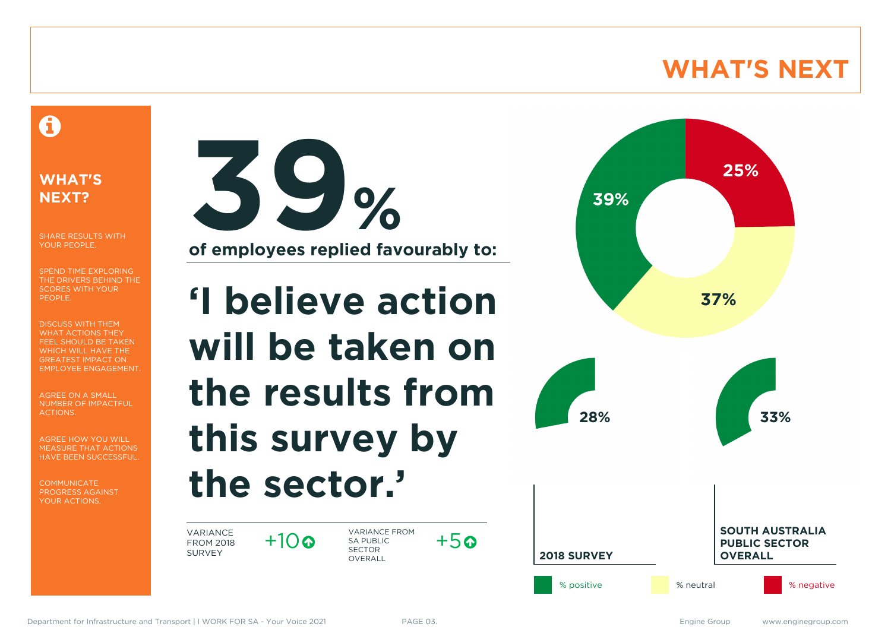# WHAT'S NEXT

## WHAT'S NEXT?

SHARE RESULTS WITH YOUR PEOPLE.

SPEND TIME EXPLORING THE DRIVERS BEHIND THE SCORES WITH YOUR PEOPLE.

DISCUSS WITH THEM WHAT ACTIONS THEY FEEL SHOULD BE TAKEN WHICH WILL HAVE THE GREATEST IMPACT ON EMPLOYEE ENGAGEMENT.

AGREE ON A SMALL NUMBER OF IMPACTFUL ACTIONS.

AGREE HOW YOU WILL MEASURE THAT ACTIONS HAVE BEEN SUCCESSFUL.

COMMUNICATE PROGRESS AGAINST YOUR ACTIONS.

**39%**

**of employees replied favourably to:**

## 'I believe action will be taken on the results from this survey by the sector.'

| VARIANCE FROM 2018 SURVEY | +10 ↑ | VARIANCE FROM SA PUBLIC SECTOR OVERALL | +5 ↑ |
|---|---|---|---|

| | % positive | % neutral | % negative |
|---|---|---|---|
| Current | 39% | 37% | 25% |
| 2018 SURVEY | 28% | | |
| SOUTH AUSTRALIA PUBLIC SECTOR OVERALL | 33% | | |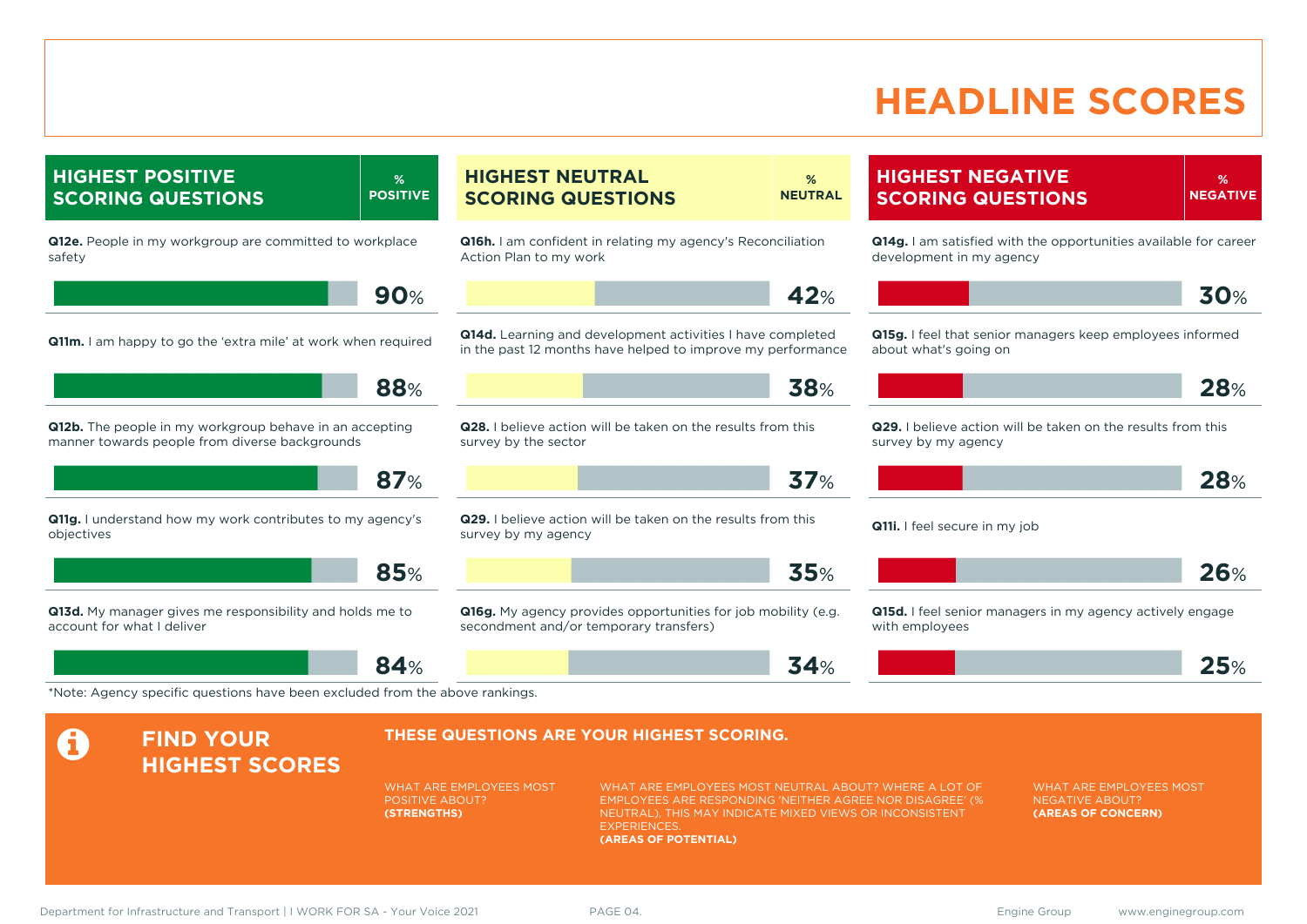# HEADLINE SCORES

## HIGHEST POSITIVE SCORING QUESTIONS

| Question | % POSITIVE |
|---|---|
| **Q12e.** People in my workgroup are committed to workplace safety | 90% |
| **Q11m.** I am happy to go the 'extra mile' at work when required | 88% |
| **Q12b.** The people in my workgroup behave in an accepting manner towards people from diverse backgrounds | 87% |
| **Q11g.** I understand how my work contributes to my agency's objectives | 85% |
| **Q13d.** My manager gives me responsibility and holds me to account for what I deliver | 84% |

## HIGHEST NEUTRAL SCORING QUESTIONS

| Question | % NEUTRAL |
|---|---|
| **Q16h.** I am confident in relating my agency's Reconciliation Action Plan to my work | 42% |
| **Q14d.** Learning and development activities I have completed in the past 12 months have helped to improve my performance | 38% |
| **Q28.** I believe action will be taken on the results from this survey by the sector | 37% |
| **Q29.** I believe action will be taken on the results from this survey by my agency | 35% |
| **Q16g.** My agency provides opportunities for job mobility (e.g. secondment and/or temporary transfers) | 34% |

## HIGHEST NEGATIVE SCORING QUESTIONS

| Question | % NEGATIVE |
|---|---|
| **Q14g.** I am satisfied with the opportunities available for career development in my agency | 30% |
| **Q15g.** I feel that senior managers keep employees informed about what's going on | 28% |
| **Q29.** I believe action will be taken on the results from this survey by my agency | 28% |
| **Q11i.** I feel secure in my job | 26% |
| **Q15d.** I feel senior managers in my agency actively engage with employees | 25% |

*Note: Agency specific questions have been excluded from the above rankings.

## FIND YOUR HIGHEST SCORES

**THESE QUESTIONS ARE YOUR HIGHEST SCORING.**

WHAT ARE EMPLOYEES MOST POSITIVE ABOUT?
**(STRENGTHS)**

WHAT ARE EMPLOYEES MOST NEUTRAL ABOUT? WHERE A LOT OF EMPLOYEES ARE RESPONDING 'NEITHER AGREE NOR DISAGREE' (% NEUTRAL), THIS MAY INDICATE MIXED VIEWS OR INCONSISTENT EXPERIENCES.
**(AREAS OF POTENTIAL)**

WHAT ARE EMPLOYEES MOST NEGATIVE ABOUT?
**(AREAS OF CONCERN)**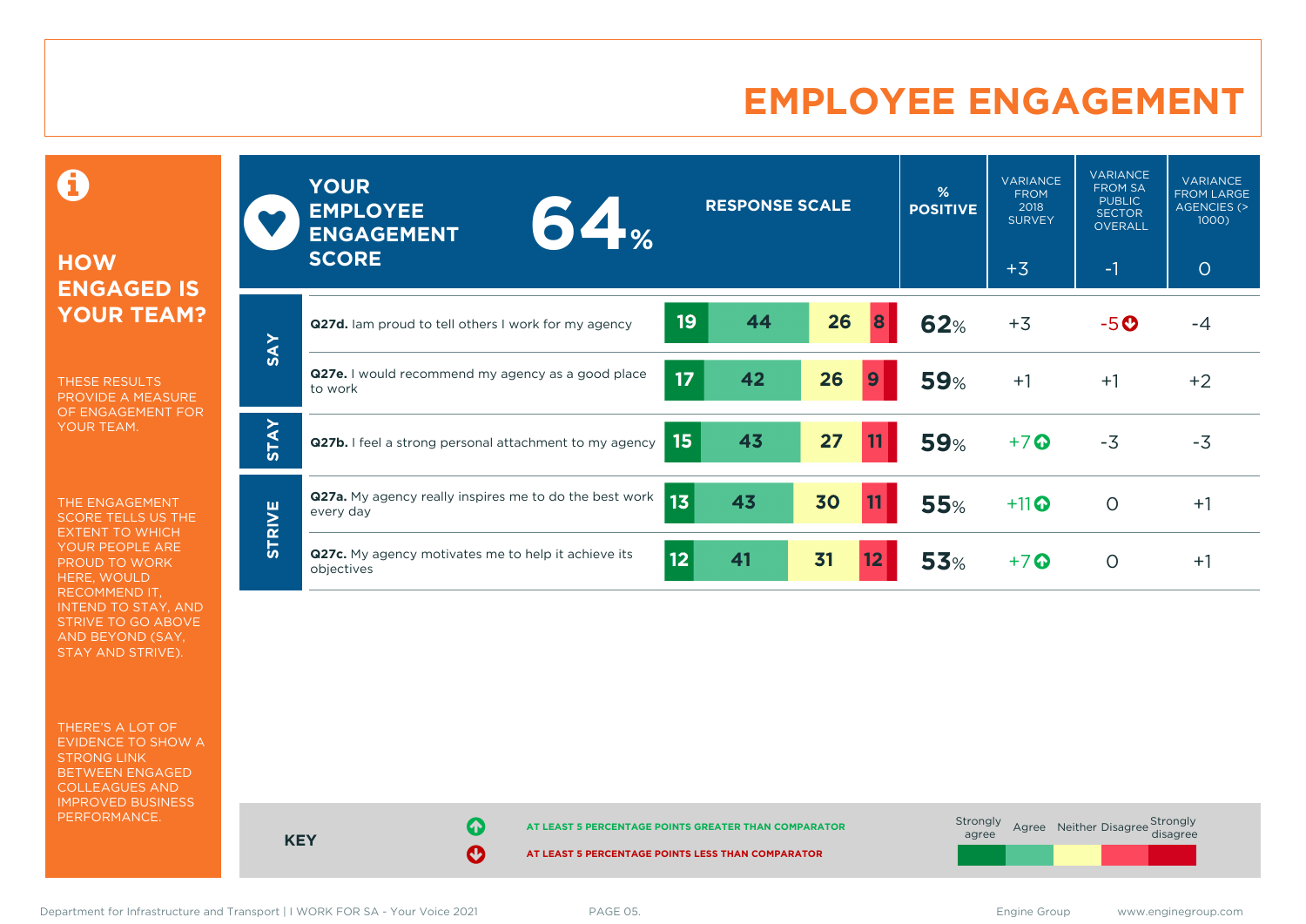# EMPLOYEE ENGAGEMENT

## HOW ENGAGED IS YOUR TEAM?

THESE RESULTS PROVIDE A MEASURE OF ENGAGEMENT FOR YOUR TEAM.

THE ENGAGEMENT SCORE TELLS US THE EXTENT TO WHICH YOUR PEOPLE ARE PROUD TO WORK HERE, WOULD RECOMMEND IT, INTEND TO STAY, AND STRIVE TO GO ABOVE AND BEYOND (SAY, STAY AND STRIVE).

THERE'S A LOT OF EVIDENCE TO SHOW A STRONG LINK BETWEEN ENGAGED COLLEAGUES AND IMPROVED BUSINESS PERFORMANCE.

**YOUR EMPLOYEE ENGAGEMENT SCORE: 64%**

| | Question | Strongly agree | Agree | Neither | Disagree / Strongly disagree | % POSITIVE | VARIANCE FROM 2018 SURVEY | VARIANCE FROM SA PUBLIC SECTOR OVERALL | VARIANCE FROM LARGE AGENCIES (> 1000) |
|---|---|---|---|---|---|---|---|---|---|
| | **Overall engagement score** | | | | | 64% | +3 | -1 | 0 |
| SAY | **Q27d.** Iam proud to tell others I work for my agency | 19 | 44 | 26 | 8 | 62% | +3 | -5 ↓ | -4 |
| SAY | **Q27e.** I would recommend my agency as a good place to work | 17 | 42 | 26 | 9 | 59% | +1 | +1 | +2 |
| STAY | **Q27b.** I feel a strong personal attachment to my agency | 15 | 43 | 27 | 11 | 59% | +7 ↑ | -3 | -3 |
| STRIVE | **Q27a.** My agency really inspires me to do the best work every day | 13 | 43 | 30 | 11 | 55% | +11 ↑ | 0 | +1 |
| STRIVE | **Q27c.** My agency motivates me to help it achieve its objectives | 12 | 41 | 31 | 12 | 53% | +7 ↑ | 0 | +1 |

**KEY**

- ↑ AT LEAST 5 PERCENTAGE POINTS GREATER THAN COMPARATOR
- ↓ AT LEAST 5 PERCENTAGE POINTS LESS THAN COMPARATOR

Response scale: Strongly agree, Agree, Neither, Disagree, Strongly disagree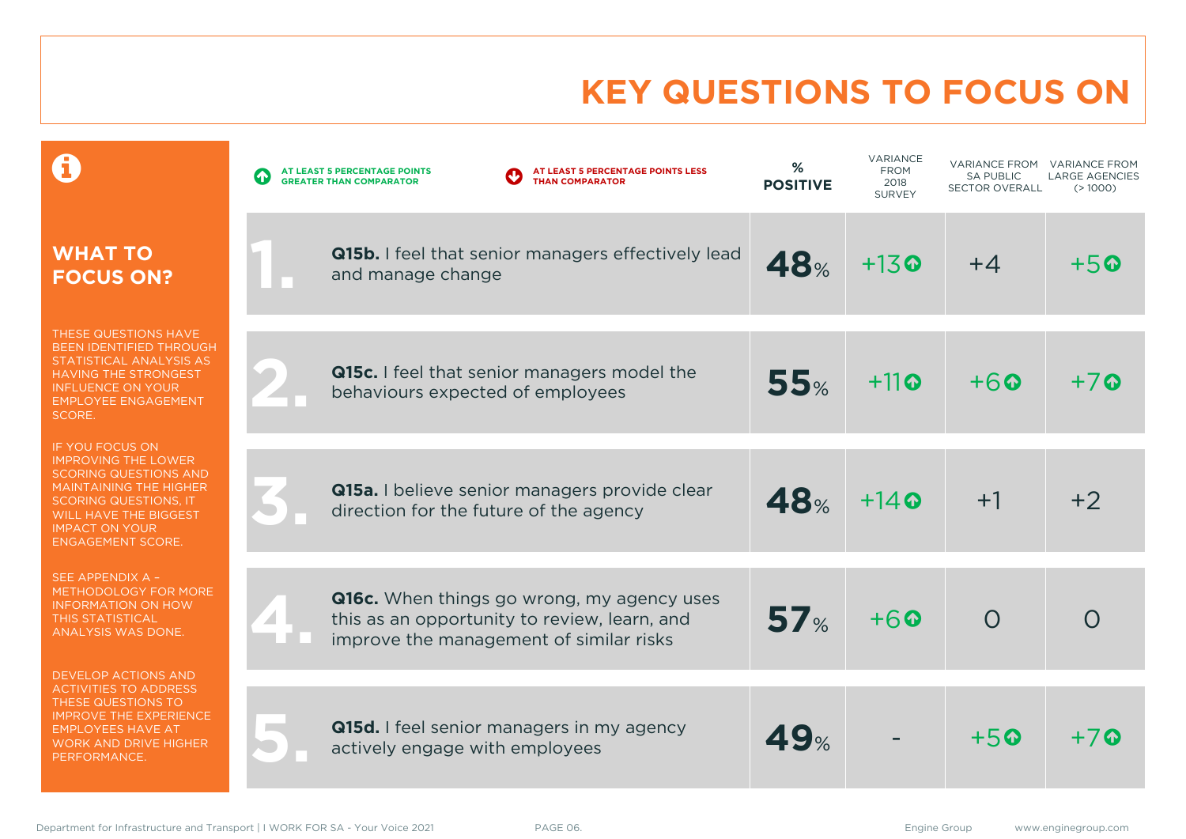# KEY QUESTIONS TO FOCUS ON

## WHAT TO FOCUS ON?

THESE QUESTIONS HAVE BEEN IDENTIFIED THROUGH STATISTICAL ANALYSIS AS HAVING THE STRONGEST INFLUENCE ON YOUR EMPLOYEE ENGAGEMENT SCORE.

IF YOU FOCUS ON IMPROVING THE LOWER SCORING QUESTIONS AND MAINTAINING THE HIGHER SCORING QUESTIONS, IT WILL HAVE THE BIGGEST IMPACT ON YOUR ENGAGEMENT SCORE.

SEE APPENDIX A – METHODOLOGY FOR MORE INFORMATION ON HOW THIS STATISTICAL ANALYSIS WAS DONE.

DEVELOP ACTIONS AND ACTIVITIES TO ADDRESS THESE QUESTIONS TO IMPROVE THE EXPERIENCE EMPLOYEES HAVE AT WORK AND DRIVE HIGHER PERFORMANCE.

↑ AT LEAST 5 PERCENTAGE POINTS GREATER THAN COMPARATOR

↓ AT LEAST 5 PERCENTAGE POINTS LESS THAN COMPARATOR

| | Question | % POSITIVE | VARIANCE FROM 2018 SURVEY | VARIANCE FROM SA PUBLIC SECTOR OVERALL | VARIANCE FROM LARGE AGENCIES (> 1000) |
|---|---|---|---|---|---|
| 1. | **Q15b.** I feel that senior managers effectively lead and manage change | 48% | +13 ↑ | +4 | +5 ↑ |
| 2. | **Q15c.** I feel that senior managers model the behaviours expected of employees | 55% | +11 ↑ | +6 ↑ | +7 ↑ |
| 3. | **Q15a.** I believe senior managers provide clear direction for the future of the agency | 48% | +14 ↑ | +1 | +2 |
| 4. | **Q16c.** When things go wrong, my agency uses this as an opportunity to review, learn, and improve the management of similar risks | 57% | +6 ↑ | 0 | 0 |
| 5. | **Q15d.** I feel senior managers in my agency actively engage with employees | 49% | - | +5 ↑ | +7 ↑ |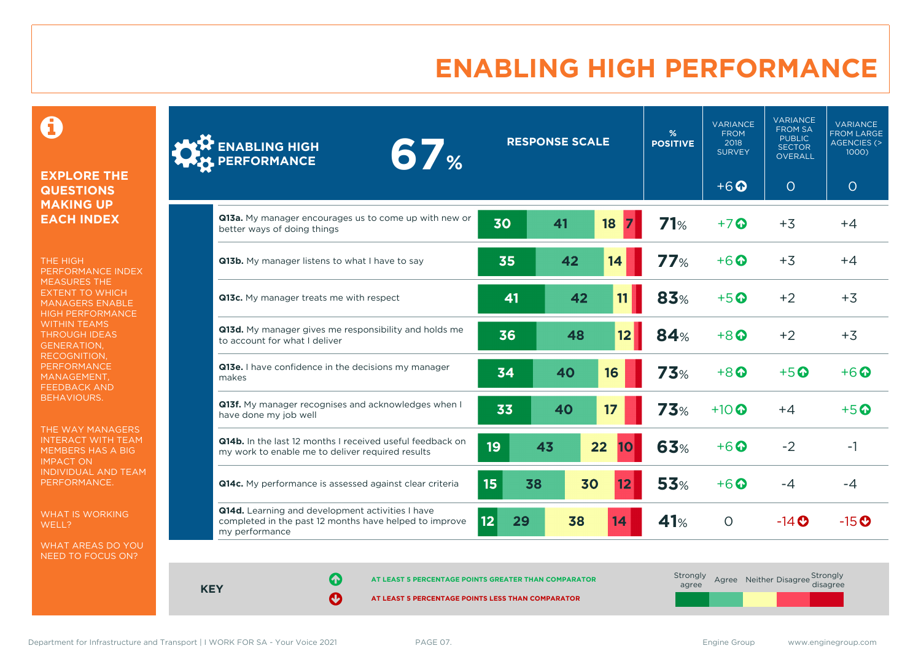# ENABLING HIGH PERFORMANCE

## EXPLORE THE QUESTIONS MAKING UP EACH INDEX

THE HIGH PERFORMANCE INDEX MEASURES THE EXTENT TO WHICH MANAGERS ENABLE HIGH PERFORMANCE WITHIN TEAMS THROUGH IDEAS GENERATION, RECOGNITION, PERFORMANCE MANAGEMENT, FEEDBACK AND BEHAVIOURS.

THE WAY MANAGERS INTERACT WITH TEAM MEMBERS HAS A BIG IMPACT ON INDIVIDUAL AND TEAM PERFORMANCE.

WHAT IS WORKING WELL?

WHAT AREAS DO YOU NEED TO FOCUS ON?

| ENABLING HIGH PERFORMANCE 67% | RESPONSE SCALE (Strongly agree / Agree / Neither / Disagree / Strongly disagree) | % POSITIVE | VARIANCE FROM 2018 SURVEY | VARIANCE FROM SA PUBLIC SECTOR OVERALL | VARIANCE FROM LARGE AGENCIES (> 1000) |
|---|---|---|---|---|---|
| | | | +6 ↑ | 0 | 0 |
| **Q13a.** My manager encourages us to come up with new or better ways of doing things | 30 / 41 / 18 / 7 / | 71% | +7 ↑ | +3 | +4 |
| **Q13b.** My manager listens to what I have to say | 35 / 42 / 14 / / | 77% | +6 ↑ | +3 | +4 |
| **Q13c.** My manager treats me with respect | 41 / 42 / 11 / / | 83% | +5 ↑ | +2 | +3 |
| **Q13d.** My manager gives me responsibility and holds me to account for what I deliver | 36 / 48 / 12 / / | 84% | +8 ↑ | +2 | +3 |
| **Q13e.** I have confidence in the decisions my manager makes | 34 / 40 / 16 / / | 73% | +8 ↑ | +5 ↑ | +6 ↑ |
| **Q13f.** My manager recognises and acknowledges when I have done my job well | 33 / 40 / 17 / / | 73% | +10 ↑ | +4 | +5 ↑ |
| **Q14b.** In the last 12 months I received useful feedback on my work to enable me to deliver required results | 19 / 43 / 22 / 10 / | 63% | +6 ↑ | -2 | -1 |
| **Q14c.** My performance is assessed against clear criteria | 15 / 38 / 30 / 12 / | 53% | +6 ↑ | -4 | -4 |
| **Q14d.** Learning and development activities I have completed in the past 12 months have helped to improve my performance | 12 / 29 / 38 / 14 / | 41% | 0 | -14 ↓ | -15 ↓ |

**KEY**

↑ AT LEAST 5 PERCENTAGE POINTS GREATER THAN COMPARATOR

↓ AT LEAST 5 PERCENTAGE POINTS LESS THAN COMPARATOR

Strongly agree | Agree | Neither | Disagree | Strongly disagree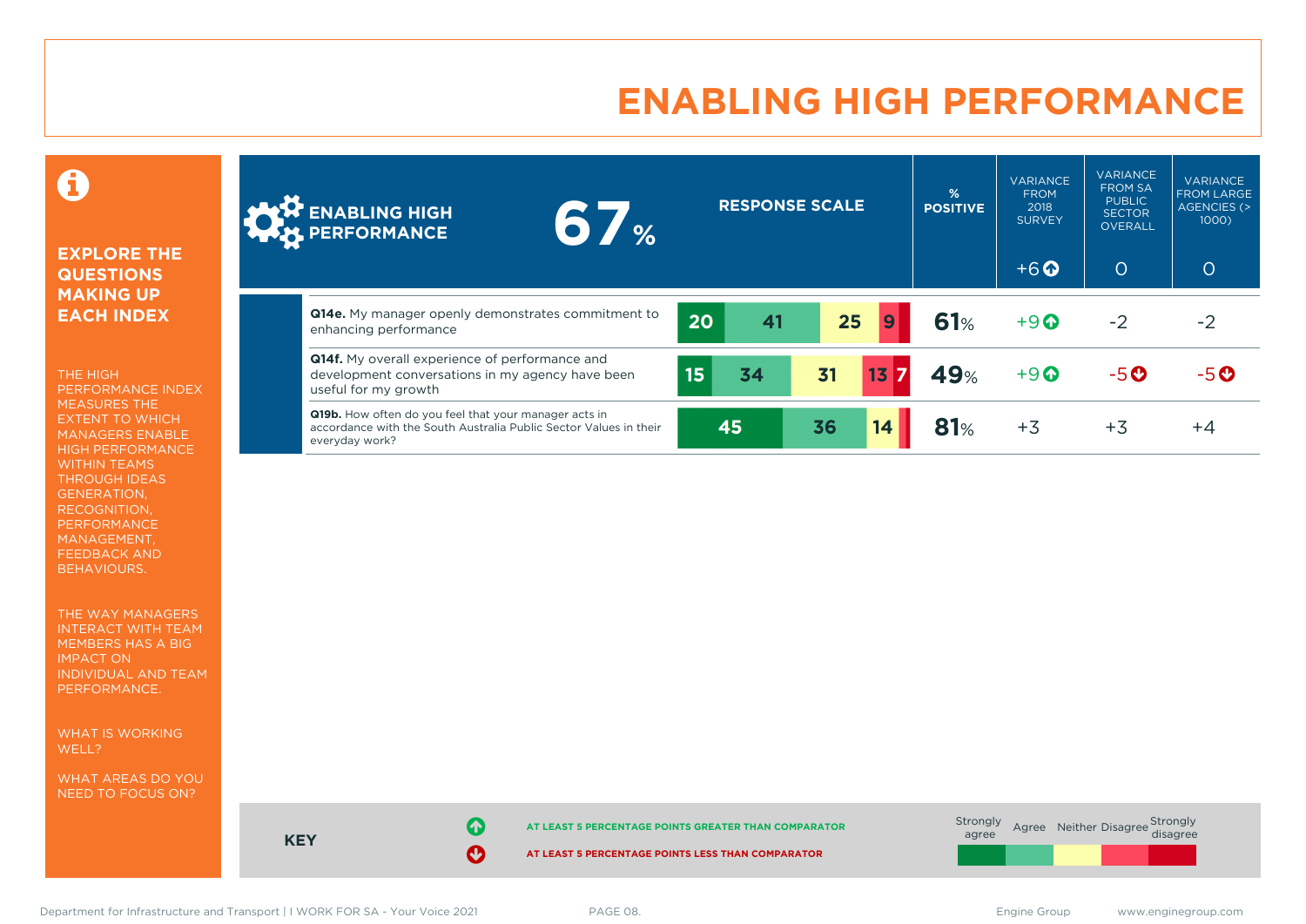# ENABLING HIGH PERFORMANCE

## EXPLORE THE QUESTIONS MAKING UP EACH INDEX

THE HIGH PERFORMANCE INDEX MEASURES THE EXTENT TO WHICH MANAGERS ENABLE HIGH PERFORMANCE WITHIN TEAMS THROUGH IDEAS GENERATION, RECOGNITION, PERFORMANCE MANAGEMENT, FEEDBACK AND BEHAVIOURS.

THE WAY MANAGERS INTERACT WITH TEAM MEMBERS HAS A BIG IMPACT ON INDIVIDUAL AND TEAM PERFORMANCE.

WHAT IS WORKING WELL?

WHAT AREAS DO YOU NEED TO FOCUS ON?

| ENABLING HIGH PERFORMANCE 67% | Strongly agree | Agree | Neither | Disagree | Strongly disagree | % POSITIVE | VARIANCE FROM 2018 SURVEY | VARIANCE FROM SA PUBLIC SECTOR OVERALL | VARIANCE FROM LARGE AGENCIES (> 1000) |
|---|---|---|---|---|---|---|---|---|---|
| | | | | | | | +6 ↑ | 0 | 0 |
| **Q14e.** My manager openly demonstrates commitment to enhancing performance | 20 | 41 | 25 | 9 | | 61% | +9 ↑ | -2 | -2 |
| **Q14f.** My overall experience of performance and development conversations in my agency have been useful for my growth | 15 | 34 | 31 | 13 | 7 | 49% | +9 ↑ | -5 ↓ | -5 ↓ |
| **Q19b.** How often do you feel that your manager acts in accordance with the South Australia Public Sector Values in their everyday work? | 45 | 36 | 14 | | | 81% | +3 | +3 | +4 |

**KEY**

↑ AT LEAST 5 PERCENTAGE POINTS GREATER THAN COMPARATOR

↓ AT LEAST 5 PERCENTAGE POINTS LESS THAN COMPARATOR

Strongly agree | Agree | Neither | Disagree | Strongly disagree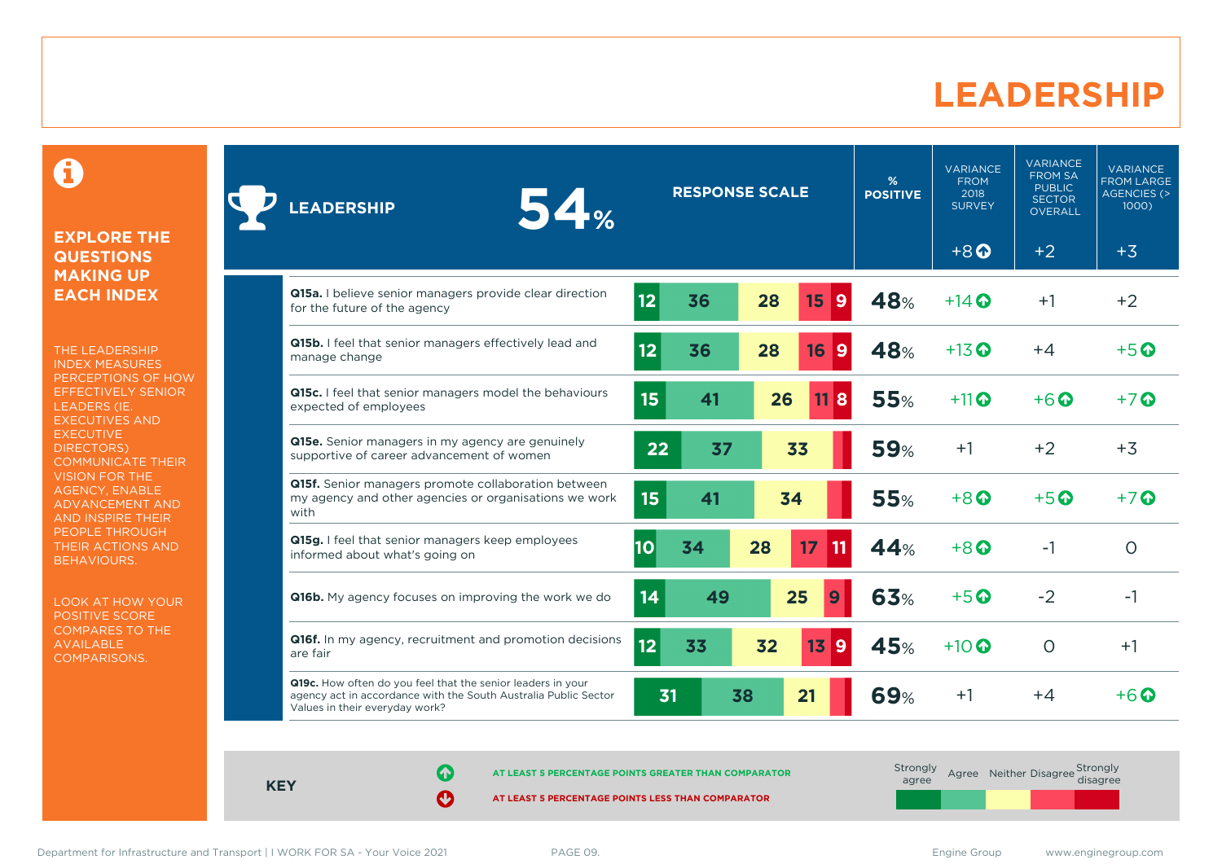# LEADERSHIP

**EXPLORE THE QUESTIONS MAKING UP EACH INDEX**

THE LEADERSHIP INDEX MEASURES PERCEPTIONS OF HOW EFFECTIVELY SENIOR LEADERS (IE. EXECUTIVES AND EXECUTIVE DIRECTORS) COMMUNICATE THEIR VISION FOR THE AGENCY, ENABLE ADVANCEMENT AND AND INSPIRE THEIR PEOPLE THROUGH THEIR ACTIONS AND BEHAVIOURS.

LOOK AT HOW YOUR POSITIVE SCORE COMPARES TO THE AVAILABLE COMPARISONS.

| LEADERSHIP 54% | Strongly agree | Agree | Neither | Disagree | Strongly disagree | % POSITIVE | VARIANCE FROM 2018 SURVEY | VARIANCE FROM SA PUBLIC SECTOR OVERALL | VARIANCE FROM LARGE AGENCIES (> 1000) |
|---|---|---|---|---|---|---|---|---|---|
| | | | | | | | +8 ↑ | +2 | +3 |
| **Q15a.** I believe senior managers provide clear direction for the future of the agency | 12 | 36 | 28 | 15 | 9 | 48% | +14 ↑ | +1 | +2 |
| **Q15b.** I feel that senior managers effectively lead and manage change | 12 | 36 | 28 | 16 | 9 | 48% | +13 ↑ | +4 | +5 ↑ |
| **Q15c.** I feel that senior managers model the behaviours expected of employees | 15 | 41 | 26 | 11 | 8 | 55% | +11 ↑ | +6 ↑ | +7 ↑ |
| **Q15e.** Senior managers in my agency are genuinely supportive of career advancement of women | 22 | 37 | 33 | | | 59% | +1 | +2 | +3 |
| **Q15f.** Senior managers promote collaboration between my agency and other agencies or organisations we work with | 15 | 41 | 34 | | | 55% | +8 ↑ | +5 ↑ | +7 ↑ |
| **Q15g.** I feel that senior managers keep employees informed about what's going on | 10 | 34 | 28 | 17 | 11 | 44% | +8 ↑ | -1 | 0 |
| **Q16b.** My agency focuses on improving the work we do | 14 | 49 | 25 | 9 | | 63% | +5 ↑ | -2 | -1 |
| **Q16f.** In my agency, recruitment and promotion decisions are fair | 12 | 33 | 32 | 13 | 9 | 45% | +10 ↑ | 0 | +1 |
| **Q19c.** How often do you feel that the senior leaders in your agency act in accordance with the South Australia Public Sector Values in their everyday work? | 31 | 38 | 21 | | | 69% | +1 | +4 | +6 ↑ |

**KEY**

↑ AT LEAST 5 PERCENTAGE POINTS GREATER THAN COMPARATOR

↓ AT LEAST 5 PERCENTAGE POINTS LESS THAN COMPARATOR

Strongly agree | Agree | Neither | Disagree | Strongly disagree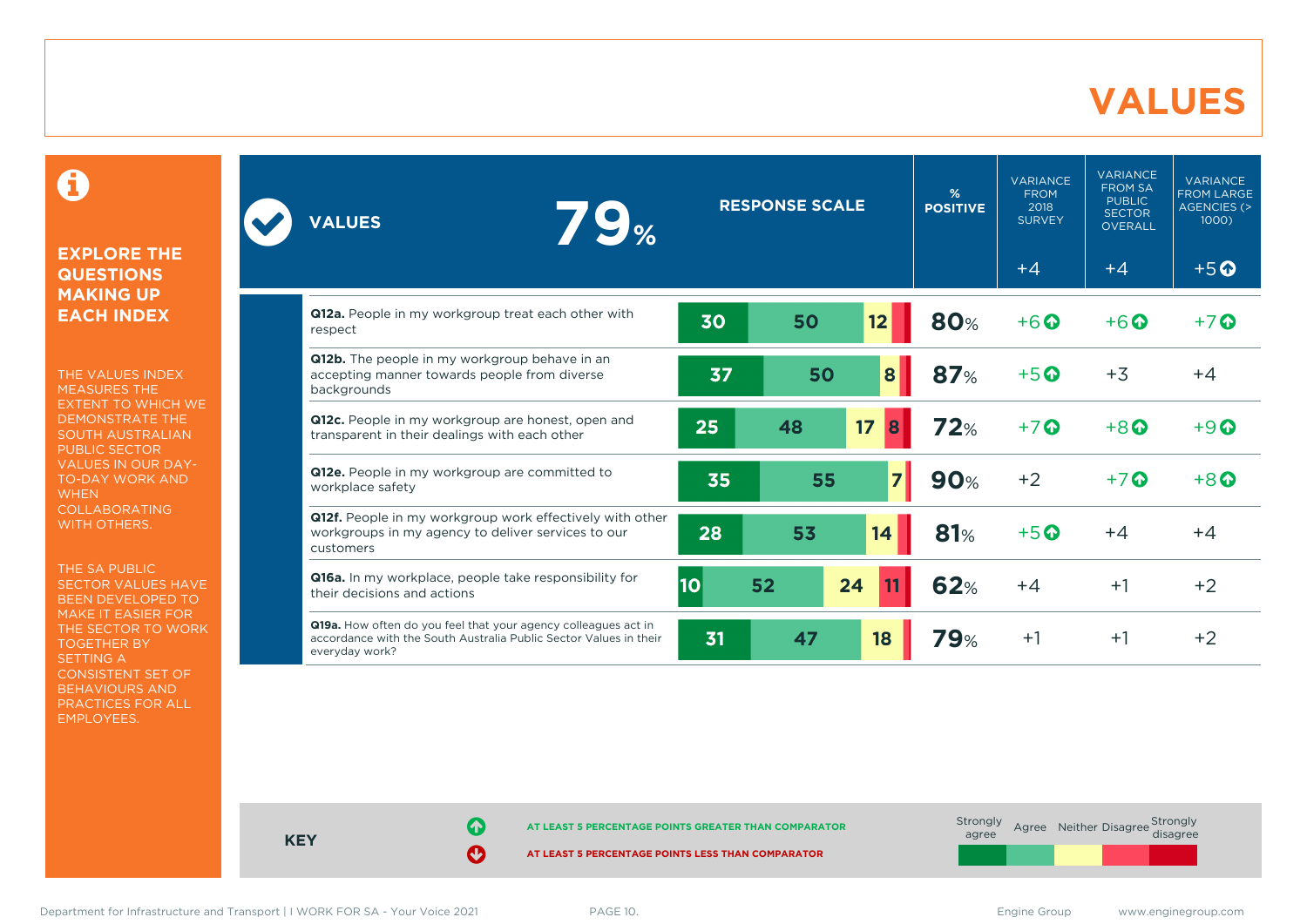# VALUES

## EXPLORE THE QUESTIONS MAKING UP EACH INDEX

THE VALUES INDEX MEASURES THE EXTENT TO WHICH WE DEMONSTRATE THE SOUTH AUSTRALIAN PUBLIC SECTOR VALUES IN OUR DAY-TO-DAY WORK AND WHEN COLLABORATING WITH OTHERS.

THE SA PUBLIC SECTOR VALUES HAVE BEEN DEVELOPED TO MAKE IT EASIER FOR THE SECTOR TO WORK TOGETHER BY SETTING A CONSISTENT SET OF BEHAVIOURS AND PRACTICES FOR ALL EMPLOYEES.

| VALUES 79% | RESPONSE SCALE (Strongly agree / Agree / Neither / Disagree / Strongly disagree) | % POSITIVE | VARIANCE FROM 2018 SURVEY | VARIANCE FROM SA PUBLIC SECTOR OVERALL | VARIANCE FROM LARGE AGENCIES (> 1000) |
|---|---|---|---|---|---|
| | | | +4 | +4 | +5 ↑ |
| **Q12a.** People in my workgroup treat each other with respect | 30 / 50 / 12 | 80% | +6 ↑ | +6 ↑ | +7 ↑ |
| **Q12b.** The people in my workgroup behave in an accepting manner towards people from diverse backgrounds | 37 / 50 / 8 | 87% | +5 ↑ | +3 | +4 |
| **Q12c.** People in my workgroup are honest, open and transparent in their dealings with each other | 25 / 48 / 17 / 8 | 72% | +7 ↑ | +8 ↑ | +9 ↑ |
| **Q12e.** People in my workgroup are committed to workplace safety | 35 / 55 / 7 | 90% | +2 | +7 ↑ | +8 ↑ |
| **Q12f.** People in my workgroup work effectively with other workgroups in my agency to deliver services to our customers | 28 / 53 / 14 | 81% | +5 ↑ | +4 | +4 |
| **Q16a.** In my workplace, people take responsibility for their decisions and actions | 10 / 52 / 24 / 11 | 62% | +4 | +1 | +2 |
| **Q19a.** How often do you feel that your agency colleagues act in accordance with the South Australia Public Sector Values in their everyday work? | 31 / 47 / 18 | 79% | +1 | +1 | +2 |

**KEY**

↑ AT LEAST 5 PERCENTAGE POINTS GREATER THAN COMPARATOR

↓ AT LEAST 5 PERCENTAGE POINTS LESS THAN COMPARATOR

Strongly agree | Agree | Neither | Disagree | Strongly disagree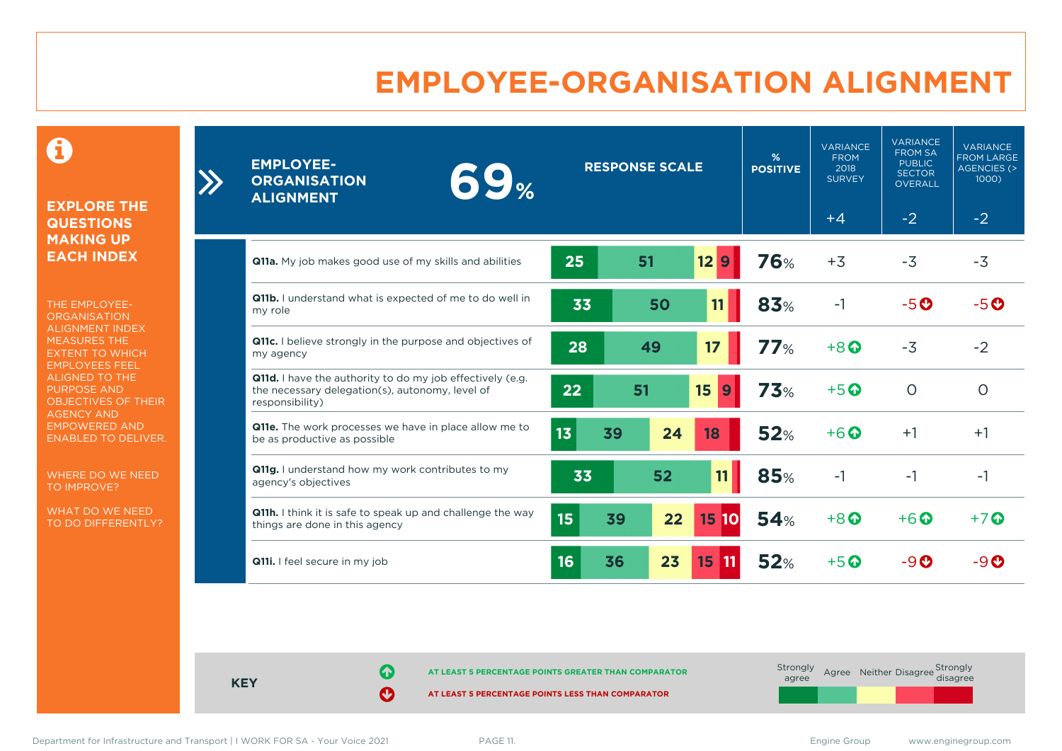# EMPLOYEE-ORGANISATION ALIGNMENT

**EXPLORE THE QUESTIONS MAKING UP EACH INDEX**

THE EMPLOYEE-ORGANISATION ALIGNMENT INDEX MEASURES THE EXTENT TO WHICH EMPLOYEES FEEL ALIGNED TO THE PURPOSE AND OBJECTIVES OF THEIR AGENCY AND EMPOWERED AND ENABLED TO DELIVER.

WHERE DO WE NEED TO IMPROVE?

WHAT DO WE NEED TO DO DIFFERENTLY?

| EMPLOYEE-ORGANISATION ALIGNMENT 69% | Strongly agree | Agree | Neither | Disagree | Strongly disagree | % POSITIVE | VARIANCE FROM 2018 SURVEY (+4) | VARIANCE FROM SA PUBLIC SECTOR OVERALL (-2) | VARIANCE FROM LARGE AGENCIES (> 1000) (-2) |
|---|---|---|---|---|---|---|---|---|---|
| **Q11a.** My job makes good use of my skills and abilities | 25 | 51 | 12 | 9 | | 76% | +3 | -3 | -3 |
| **Q11b.** I understand what is expected of me to do well in my role | 33 | 50 | 11 | | | 83% | -1 | -5 ⬇ | -5 ⬇ |
| **Q11c.** I believe strongly in the purpose and objectives of my agency | 28 | 49 | 17 | | | 77% | +8 ⬆ | -3 | -2 |
| **Q11d.** I have the authority to do my job effectively (e.g. the necessary delegation(s), autonomy, level of responsibility) | 22 | 51 | 15 | 9 | | 73% | +5 ⬆ | 0 | 0 |
| **Q11e.** The work processes we have in place allow me to be as productive as possible | 13 | 39 | 24 | 18 | | 52% | +6 ⬆ | +1 | +1 |
| **Q11g.** I understand how my work contributes to my agency's objectives | 33 | 52 | 11 | | | 85% | -1 | -1 | -1 |
| **Q11h.** I think it is safe to speak up and challenge the way things are done in this agency | 15 | 39 | 22 | 15 | 10 | 54% | +8 ⬆ | +6 ⬆ | +7 ⬆ |
| **Q11i.** I feel secure in my job | 16 | 36 | 23 | 15 | 11 | 52% | +5 ⬆ | -9 ⬇ | -9 ⬇ |

**KEY**

⬆ AT LEAST 5 PERCENTAGE POINTS GREATER THAN COMPARATOR

⬇ AT LEAST 5 PERCENTAGE POINTS LESS THAN COMPARATOR

Strongly agree | Agree | Neither | Disagree | Strongly disagree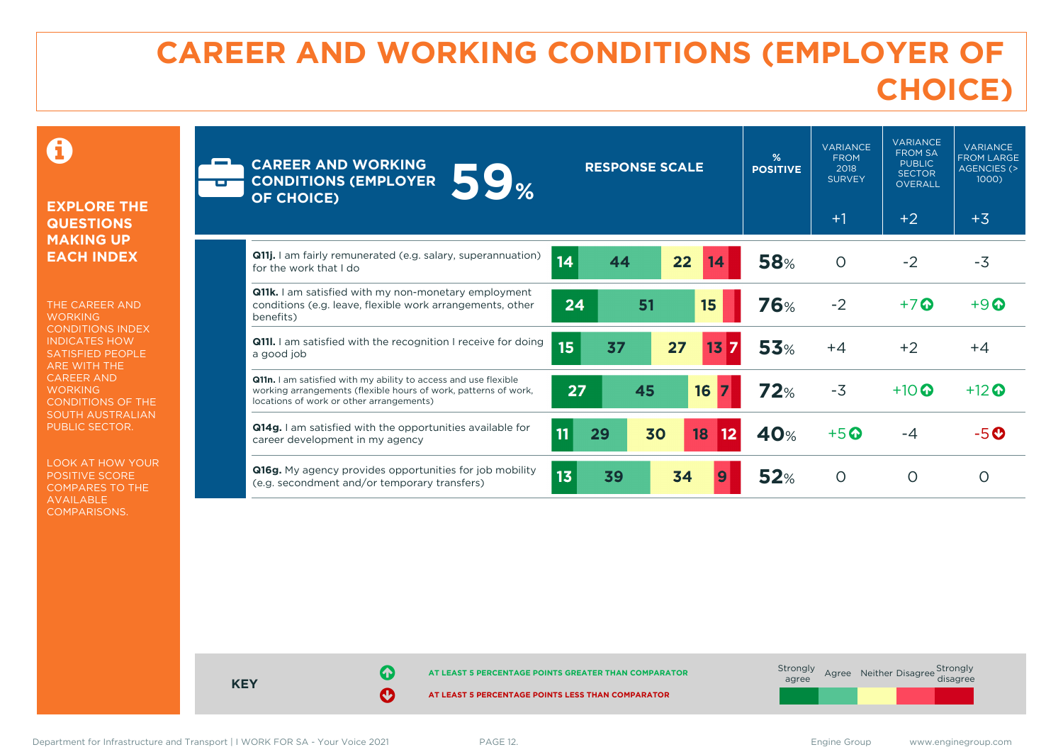# CAREER AND WORKING CONDITIONS (EMPLOYER OF CHOICE)

**EXPLORE THE QUESTIONS MAKING UP EACH INDEX**

THE CAREER AND WORKING CONDITIONS INDEX INDICATES HOW SATISFIED PEOPLE ARE WITH THE CAREER AND WORKING CONDITIONS OF THE SOUTH AUSTRALIAN PUBLIC SECTOR.

LOOK AT HOW YOUR POSITIVE SCORE COMPARES TO THE AVAILABLE COMPARISONS.

**CAREER AND WORKING CONDITIONS (EMPLOYER OF CHOICE) 59%**

| Question | Strongly agree | Agree | Neither | Disagree | Strongly disagree | % POSITIVE | VARIANCE FROM 2018 SURVEY | VARIANCE FROM SA PUBLIC SECTOR OVERALL | VARIANCE FROM LARGE AGENCIES (> 1000) |
|---|---|---|---|---|---|---|---|---|---|
| **Career and Working Conditions (Employer of Choice)** | | | | | | 59% | +1 | +2 | +3 |
| **Q11j.** I am fairly remunerated (e.g. salary, superannuation) for the work that I do | 14 | 44 | 22 | 14 | | 58% | 0 | -2 | -3 |
| **Q11k.** I am satisfied with my non-monetary employment conditions (e.g. leave, flexible work arrangements, other benefits) | 24 | 51 | 15 | | | 76% | -2 | +7 ↑ | +9 ↑ |
| **Q11l.** I am satisfied with the recognition I receive for doing a good job | 15 | 37 | 27 | 13 | 7 | 53% | +4 | +2 | +4 |
| **Q11n.** I am satisfied with my ability to access and use flexible working arrangements (flexible hours of work, patterns of work, locations of work or other arrangements) | 27 | 45 | 16 | 7 | | 72% | -3 | +10 ↑ | +12 ↑ |
| **Q14g.** I am satisfied with the opportunities available for career development in my agency | 11 | 29 | 30 | 18 | 12 | 40% | +5 ↑ | -4 | -5 ↓ |
| **Q16g.** My agency provides opportunities for job mobility (e.g. secondment and/or temporary transfers) | 13 | 39 | 34 | 9 | | 52% | 0 | 0 | 0 |

**KEY**

↑ AT LEAST 5 PERCENTAGE POINTS GREATER THAN COMPARATOR

↓ AT LEAST 5 PERCENTAGE POINTS LESS THAN COMPARATOR

Strongly agree | Agree | Neither | Disagree | Strongly disagree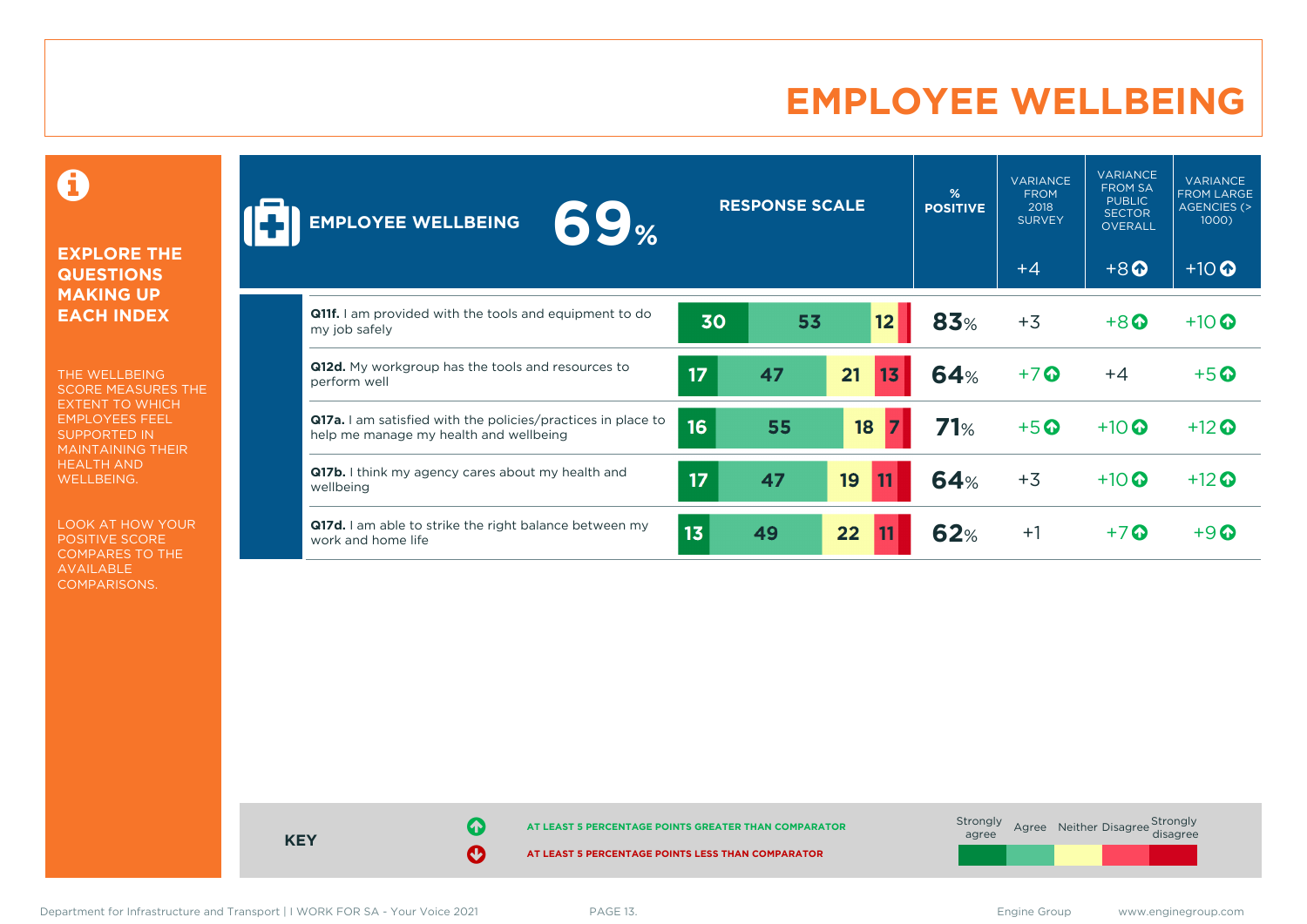# EMPLOYEE WELLBEING

**EXPLORE THE QUESTIONS MAKING UP EACH INDEX**

THE WELLBEING SCORE MEASURES THE EXTENT TO WHICH EMPLOYEES FEEL SUPPORTED IN MAINTAINING THEIR HEALTH AND WELLBEING.

LOOK AT HOW YOUR POSITIVE SCORE COMPARES TO THE AVAILABLE COMPARISONS.

| EMPLOYEE WELLBEING 69% | RESPONSE SCALE (Strongly agree / Agree / Neither / Disagree / Strongly disagree) | % POSITIVE | VARIANCE FROM 2018 SURVEY | VARIANCE FROM SA PUBLIC SECTOR OVERALL | VARIANCE FROM LARGE AGENCIES (> 1000) |
|---|---|---|---|---|---|
| | | | +4 | +8 ⬆ | +10 ⬆ |
| **Q11f.** I am provided with the tools and equipment to do my job safely | 30 / 53 / 12 / – / – | 83% | +3 | +8 ⬆ | +10 ⬆ |
| **Q12d.** My workgroup has the tools and resources to perform well | 17 / 47 / 21 / 13 / – | 64% | +7 ⬆ | +4 | +5 ⬆ |
| **Q17a.** I am satisfied with the policies/practices in place to help me manage my health and wellbeing | 16 / 55 / 18 / 7 / – | 71% | +5 ⬆ | +10 ⬆ | +12 ⬆ |
| **Q17b.** I think my agency cares about my health and wellbeing | 17 / 47 / 19 / 11 / – | 64% | +3 | +10 ⬆ | +12 ⬆ |
| **Q17d.** I am able to strike the right balance between my work and home life | 13 / 49 / 22 / 11 / – | 62% | +1 | +7 ⬆ | +9 ⬆ |

**KEY**

⬆ AT LEAST 5 PERCENTAGE POINTS GREATER THAN COMPARATOR

⬇ AT LEAST 5 PERCENTAGE POINTS LESS THAN COMPARATOR

Strongly agree | Agree | Neither | Disagree | Strongly disagree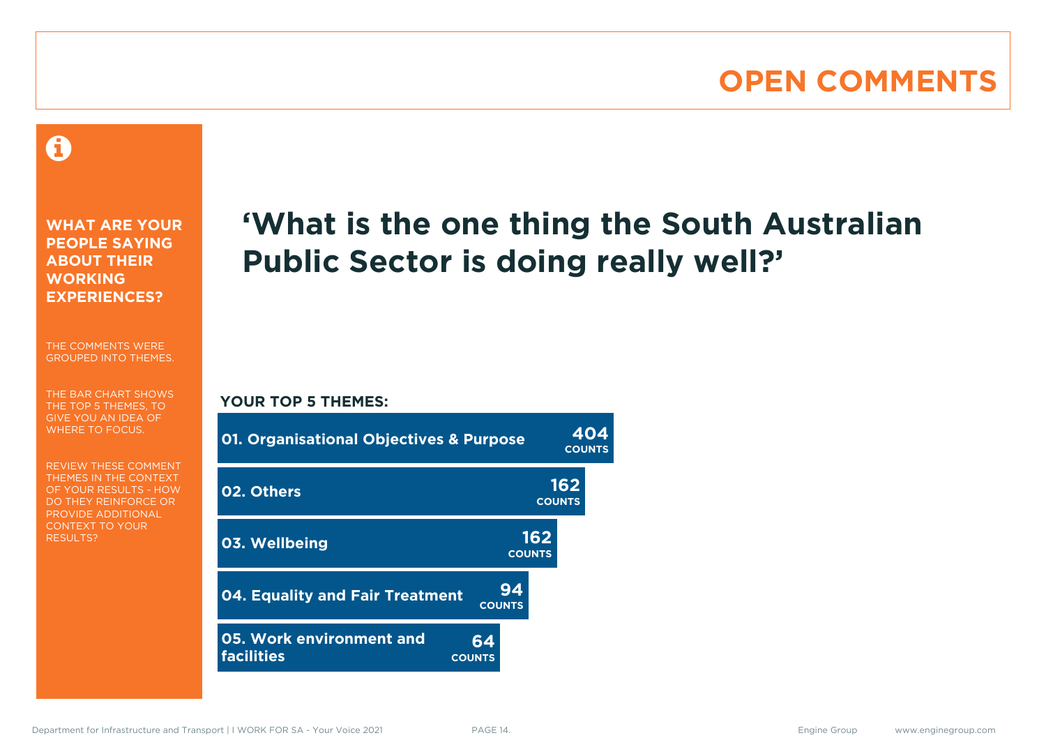# OPEN COMMENTS

**WHAT ARE YOUR PEOPLE SAYING ABOUT THEIR WORKING EXPERIENCES?**

THE COMMENTS WERE GROUPED INTO THEMES.

THE BAR CHART SHOWS THE TOP 5 THEMES, TO GIVE YOU AN IDEA OF WHERE TO FOCUS.

REVIEW THESE COMMENT THEMES IN THE CONTEXT OF YOUR RESULTS - HOW DO THEY REINFORCE OR PROVIDE ADDITIONAL CONTEXT TO YOUR RESULTS?

## ‘What is the one thing the South Australian Public Sector is doing really well?’

**YOUR TOP 5 THEMES:**

| Theme | Counts |
|---|---|
| 01. Organisational Objectives & Purpose | 404 |
| 02. Others | 162 |
| 03. Wellbeing | 162 |
| 04. Equality and Fair Treatment | 94 |
| 05. Work environment and facilities | 64 |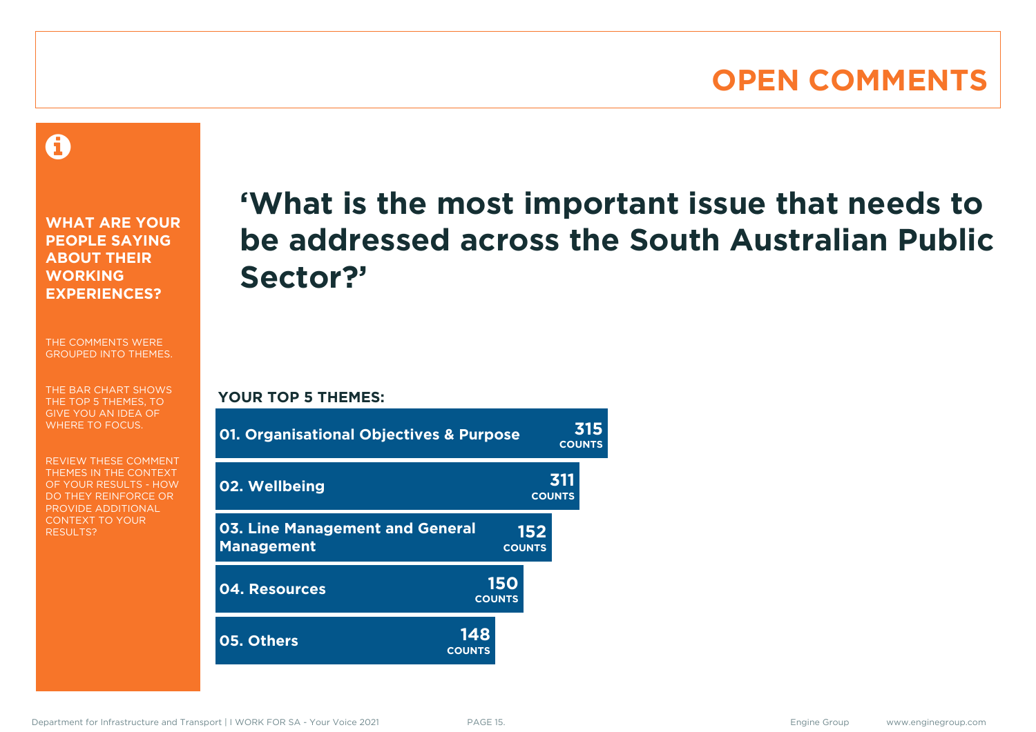# OPEN COMMENTS

**WHAT ARE YOUR PEOPLE SAYING ABOUT THEIR WORKING EXPERIENCES?**

THE COMMENTS WERE GROUPED INTO THEMES.

THE BAR CHART SHOWS THE TOP 5 THEMES, TO GIVE YOU AN IDEA OF WHERE TO FOCUS.

REVIEW THESE COMMENT THEMES IN THE CONTEXT OF YOUR RESULTS - HOW DO THEY REINFORCE OR PROVIDE ADDITIONAL CONTEXT TO YOUR RESULTS?

## 'What is the most important issue that needs to be addressed across the South Australian Public Sector?'

**YOUR TOP 5 THEMES:**

| Theme | Counts |
|---|---|
| 01. Organisational Objectives & Purpose | 315 |
| 02. Wellbeing | 311 |
| 03. Line Management and General Management | 152 |
| 04. Resources | 150 |
| 05. Others | 148 |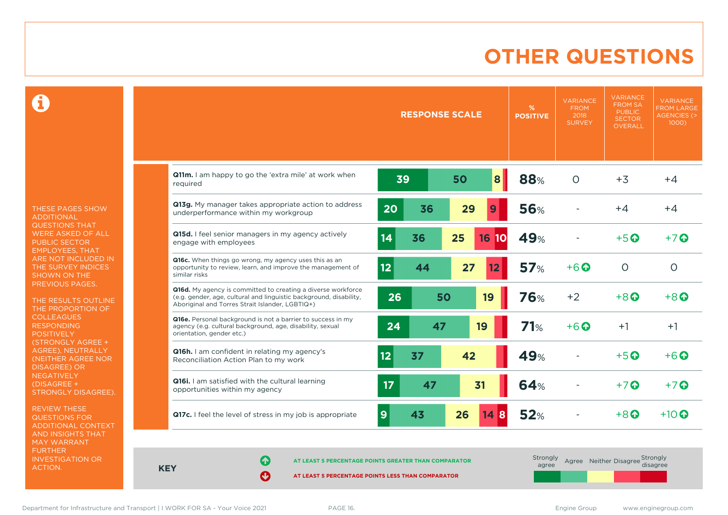# OTHER QUESTIONS

THESE PAGES SHOW ADDITIONAL QUESTIONS THAT WERE ASKED OF ALL PUBLIC SECTOR EMPLOYEES, THAT ARE NOT INCLUDED IN THE SURVEY INDICES SHOWN ON THE PREVIOUS PAGES.

THE RESULTS OUTLINE THE PROPORTION OF COLLEAGUES RESPONDING POSITIVELY (STRONGLY AGREE + AGREE), NEUTRALLY (NEITHER AGREE NOR DISAGREE) OR NEGATIVELY (DISAGREE + STRONGLY DISAGREE).

REVIEW THESE QUESTIONS FOR ADDITIONAL CONTEXT AND INSIGHTS THAT MAY WARRANT FURTHER INVESTIGATION OR ACTION.

| Question | Strongly agree | Agree | Neither | Disagree | Strongly disagree | % POSITIVE | VARIANCE FROM 2018 SURVEY | VARIANCE FROM SA PUBLIC SECTOR OVERALL | VARIANCE FROM LARGE AGENCIES (> 1000) |
|---|---|---|---|---|---|---|---|---|---|
| **Q11m.** I am happy to go the 'extra mile' at work when required | 39 | 50 | 8 | | | 88% | 0 | +3 | +4 |
| **Q13g.** My manager takes appropriate action to address underperformance within my workgroup | 20 | 36 | 29 | 9 | | 56% | - | +4 | +4 |
| **Q15d.** I feel senior managers in my agency actively engage with employees | 14 | 36 | 25 | 16 | 10 | 49% | - | +5 ↑ | +7 ↑ |
| **Q16c.** When things go wrong, my agency uses this as an opportunity to review, learn, and improve the management of similar risks | 12 | 44 | 27 | 12 | | 57% | +6 ↑ | 0 | 0 |
| **Q16d.** My agency is committed to creating a diverse workforce (e.g. gender, age, cultural and linguistic background, disability, Aboriginal and Torres Strait Islander, LGBTIQ+) | 26 | 50 | 19 | | | 76% | +2 | +8 ↑ | +8 ↑ |
| **Q16e.** Personal background is not a barrier to success in my agency (e.g. cultural background, age, disability, sexual orientation, gender etc.) | 24 | 47 | 19 | | | 71% | +6 ↑ | +1 | +1 |
| **Q16h.** I am confident in relating my agency's Reconciliation Action Plan to my work | 12 | 37 | 42 | | | 49% | - | +5 ↑ | +6 ↑ |
| **Q16i.** I am satisfied with the cultural learning opportunities within my agency | 17 | 47 | 31 | | | 64% | - | +7 ↑ | +7 ↑ |
| **Q17c.** I feel the level of stress in my job is appropriate | 9 | 43 | 26 | 14 | 8 | 52% | - | +8 ↑ | +10 ↑ |

**KEY**

↑ AT LEAST 5 PERCENTAGE POINTS GREATER THAN COMPARATOR

↓ AT LEAST 5 PERCENTAGE POINTS LESS THAN COMPARATOR

Response scale: Strongly agree, Agree, Neither, Disagree, Strongly disagree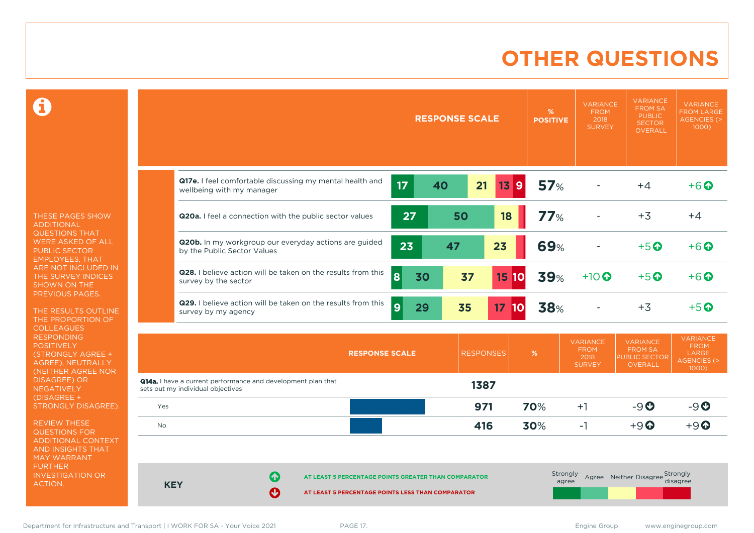# OTHER QUESTIONS

THESE PAGES SHOW ADDITIONAL QUESTIONS THAT WERE ASKED OF ALL PUBLIC SECTOR EMPLOYEES, THAT ARE NOT INCLUDED IN THE SURVEY INDICES SHOWN ON THE PREVIOUS PAGES.

THE RESULTS OUTLINE THE PROPORTION OF COLLEAGUES RESPONDING POSITIVELY (STRONGLY AGREE + AGREE), NEUTRALLY (NEITHER AGREE NOR DISAGREE) OR NEGATIVELY (DISAGREE + STRONGLY DISAGREE).

REVIEW THESE QUESTIONS FOR ADDITIONAL CONTEXT AND INSIGHTS THAT MAY WARRANT FURTHER INVESTIGATION OR ACTION.

| Question | Strongly agree | Agree | Neither | Disagree | Strongly disagree | % POSITIVE | VARIANCE FROM 2018 SURVEY | VARIANCE FROM SA PUBLIC SECTOR OVERALL | VARIANCE FROM LARGE AGENCIES (> 1000) |
|---|---|---|---|---|---|---|---|---|---|
| **Q17e.** I feel comfortable discussing my mental health and wellbeing with my manager | 17 | 40 | 21 | 13 | 9 | 57% | - | +4 | +6 ↑ |
| **Q20a.** I feel a connection with the public sector values | 27 | 50 | 18 | | | 77% | - | +3 | +4 |
| **Q20b.** In my workgroup our everyday actions are guided by the Public Sector Values | 23 | 47 | 23 | | | 69% | - | +5 ↑ | +6 ↑ |
| **Q28.** I believe action will be taken on the results from this survey by the sector | 8 | 30 | 37 | 15 | 10 | 39% | +10 ↑ | +5 ↑ | +6 ↑ |
| **Q29.** I believe action will be taken on the results from this survey by my agency | 9 | 29 | 35 | 17 | 10 | 38% | - | +3 | +5 ↑ |

| RESPONSE SCALE | RESPONSES | % | VARIANCE FROM 2018 SURVEY | VARIANCE FROM SA PUBLIC SECTOR OVERALL | VARIANCE FROM LARGE AGENCIES (> 1000) |
|---|---|---|---|---|---|
| **Q14a.** I have a current performance and development plan that sets out my individual objectives | 1387 | | | | |
| Yes | 971 | 70% | +1 | -9 ↓ | -9 ↓ |
| No | 416 | 30% | -1 | +9 ↑ | +9 ↑ |

**KEY**

↑ AT LEAST 5 PERCENTAGE POINTS GREATER THAN COMPARATOR

↓ AT LEAST 5 PERCENTAGE POINTS LESS THAN COMPARATOR

Strongly agree | Agree | Neither | Disagree | Strongly disagree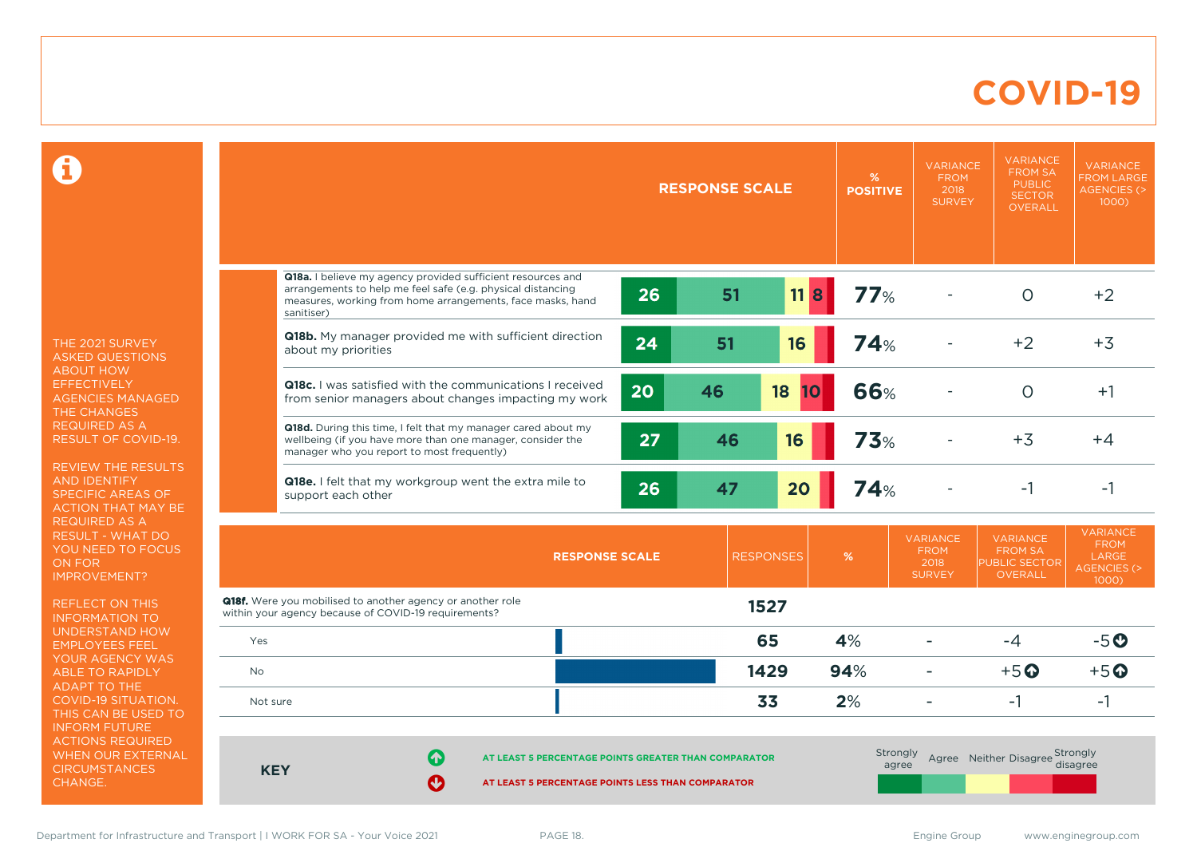# COVID-19

THE 2021 SURVEY ASKED QUESTIONS ABOUT HOW EFFECTIVELY AGENCIES MANAGED THE CHANGES REQUIRED AS A RESULT OF COVID-19.

REVIEW THE RESULTS AND IDENTIFY SPECIFIC AREAS OF ACTION THAT MAY BE REQUIRED AS A RESULT - WHAT DO YOU NEED TO FOCUS ON FOR IMPROVEMENT?

REFLECT ON THIS INFORMATION TO UNDERSTAND HOW EMPLOYEES FEEL YOUR AGENCY WAS ABLE TO RAPIDLY ADAPT TO THE COVID-19 SITUATION. THIS CAN BE USED TO INFORM FUTURE ACTIONS REQUIRED WHEN OUR EXTERNAL CIRCUMSTANCES CHANGE.

| Question | Strongly agree | Agree | Neither | Disagree | Strongly disagree | % POSITIVE | VARIANCE FROM 2018 SURVEY | VARIANCE FROM SA PUBLIC SECTOR OVERALL | VARIANCE FROM LARGE AGENCIES (> 1000) |
|---|---|---|---|---|---|---|---|---|---|
| **Q18a.** I believe my agency provided sufficient resources and arrangements to help me feel safe (e.g. physical distancing measures, working from home arrangements, face masks, hand sanitiser) | 26 | 51 | 11 | 8 | | 77% | - | 0 | +2 |
| **Q18b.** My manager provided me with sufficient direction about my priorities | 24 | 51 | 16 | | | 74% | - | +2 | +3 |
| **Q18c.** I was satisfied with the communications I received from senior managers about changes impacting my work | 20 | 46 | 18 | 10 | | 66% | - | 0 | +1 |
| **Q18d.** During this time, I felt that my manager cared about my wellbeing (if you have more than one manager, consider the manager who you report to most frequently) | 27 | 46 | 16 | | | 73% | - | +3 | +4 |
| **Q18e.** I felt that my workgroup went the extra mile to support each other | 26 | 47 | 20 | | | 74% | - | -1 | -1 |

| RESPONSE SCALE | RESPONSES | % | VARIANCE FROM 2018 SURVEY | VARIANCE FROM SA PUBLIC SECTOR OVERALL | VARIANCE FROM LARGE AGENCIES (> 1000) |
|---|---|---|---|---|---|
| **Q18f.** Were you mobilised to another agency or another role within your agency because of COVID-19 requirements? | 1527 | | | | |
| Yes | 65 | 4% | - | -4 | -5 ↓ |
| No | 1429 | 94% | - | +5 ↑ | +5 ↑ |
| Not sure | 33 | 2% | - | -1 | -1 |

**KEY**

↑ AT LEAST 5 PERCENTAGE POINTS GREATER THAN COMPARATOR

↓ AT LEAST 5 PERCENTAGE POINTS LESS THAN COMPARATOR

Strongly agree | Agree | Neither | Disagree | Strongly disagree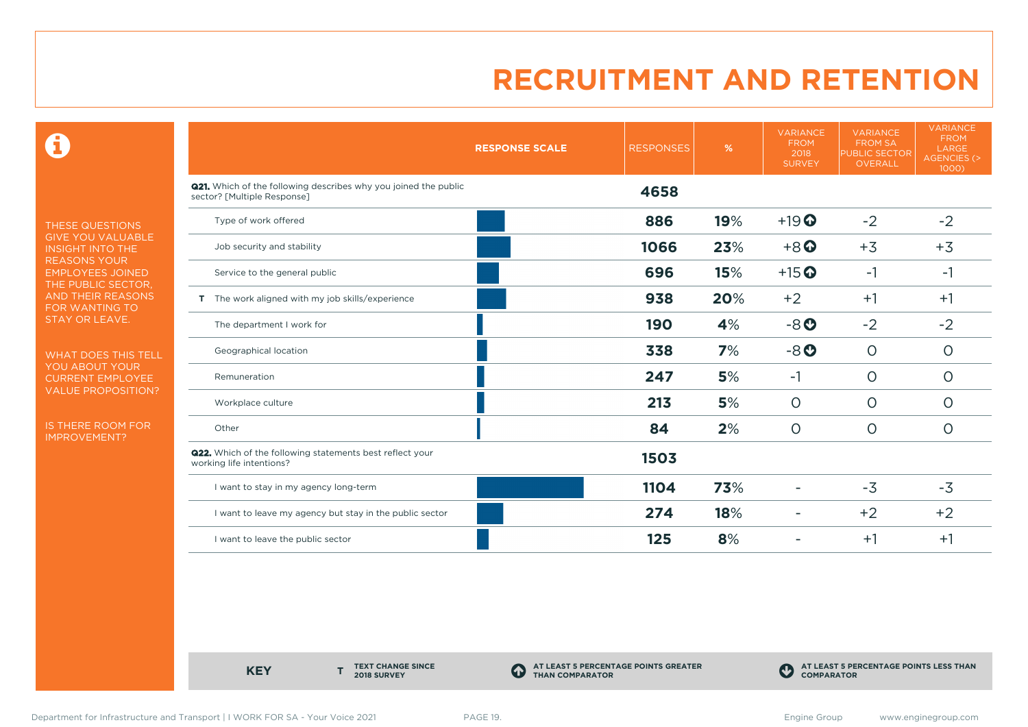# RECRUITMENT AND RETENTION

THESE QUESTIONS GIVE YOU VALUABLE INSIGHT INTO THE REASONS YOUR EMPLOYEES JOINED THE PUBLIC SECTOR, AND THEIR REASONS FOR WANTING TO STAY OR LEAVE.

WHAT DOES THIS TELL YOU ABOUT YOUR CURRENT EMPLOYEE VALUE PROPOSITION?

IS THERE ROOM FOR IMPROVEMENT?

| RESPONSE SCALE | RESPONSES | % | VARIANCE FROM 2018 SURVEY | VARIANCE FROM SA PUBLIC SECTOR OVERALL | VARIANCE FROM LARGE AGENCIES (> 1000) |
|---|---|---|---|---|---|
| **Q21.** Which of the following describes why you joined the public sector? [Multiple Response] | **4658** | | | | |
| Type of work offered | **886** | **19**% | +19 ⬆ | -2 | -2 |
| Job security and stability | **1066** | **23**% | +8 ⬆ | +3 | +3 |
| Service to the general public | **696** | **15**% | +15 ⬆ | -1 | -1 |
| T The work aligned with my job skills/experience | **938** | **20**% | +2 | +1 | +1 |
| The department I work for | **190** | **4**% | -8 ⬇ | -2 | -2 |
| Geographical location | **338** | **7**% | -8 ⬇ | 0 | 0 |
| Remuneration | **247** | **5**% | -1 | 0 | 0 |
| Workplace culture | **213** | **5**% | 0 | 0 | 0 |
| Other | **84** | **2**% | 0 | 0 | 0 |
| **Q22.** Which of the following statements best reflect your working life intentions? | **1503** | | | | |
| I want to stay in my agency long-term | **1104** | **73**% | - | -3 | -3 |
| I want to leave my agency but stay in the public sector | **274** | **18**% | - | +2 | +2 |
| I want to leave the public sector | **125** | **8**% | - | +1 | +1 |

**KEY**

**T** TEXT CHANGE SINCE 2018 SURVEY

⬆ AT LEAST 5 PERCENTAGE POINTS GREATER THAN COMPARATOR

⬇ AT LEAST 5 PERCENTAGE POINTS LESS THAN COMPARATOR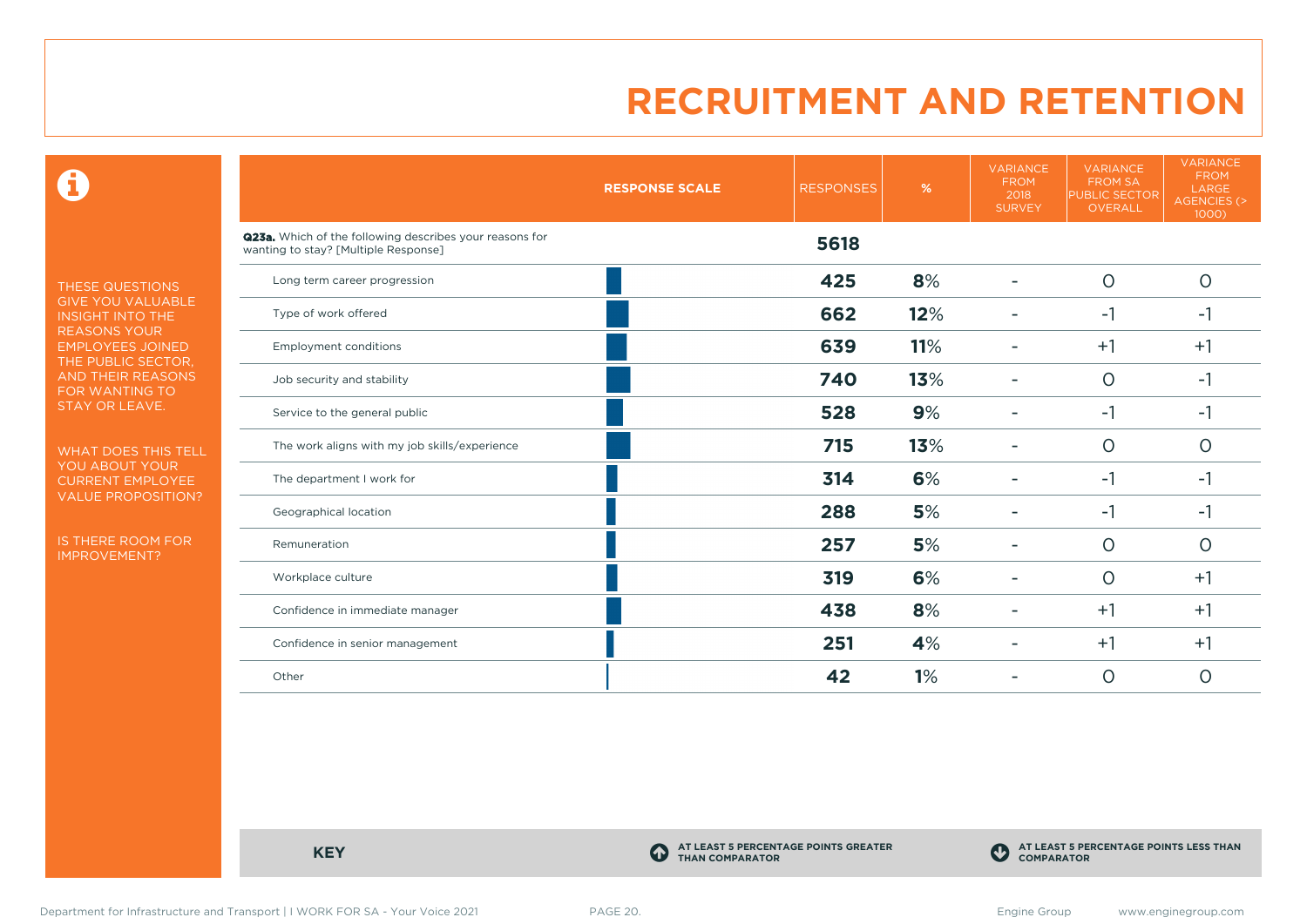# RECRUITMENT AND RETENTION

THESE QUESTIONS GIVE YOU VALUABLE INSIGHT INTO THE REASONS YOUR EMPLOYEES JOINED THE PUBLIC SECTOR, AND THEIR REASONS FOR WANTING TO STAY OR LEAVE.

WHAT DOES THIS TELL YOU ABOUT YOUR CURRENT EMPLOYEE VALUE PROPOSITION?

IS THERE ROOM FOR IMPROVEMENT?

| RESPONSE SCALE | RESPONSES | % | VARIANCE FROM 2018 SURVEY | VARIANCE FROM SA PUBLIC SECTOR OVERALL | VARIANCE FROM LARGE AGENCIES (> 1000) |
|---|---|---|---|---|---|
| **Q23a.** Which of the following describes your reasons for wanting to stay? [Multiple Response] | **5618** | | | | |
| Long term career progression | **425** | **8%** | - | 0 | 0 |
| Type of work offered | **662** | **12%** | - | -1 | -1 |
| Employment conditions | **639** | **11%** | - | +1 | +1 |
| Job security and stability | **740** | **13%** | - | 0 | -1 |
| Service to the general public | **528** | **9%** | - | -1 | -1 |
| The work aligns with my job skills/experience | **715** | **13%** | - | 0 | 0 |
| The department I work for | **314** | **6%** | - | -1 | -1 |
| Geographical location | **288** | **5%** | - | -1 | -1 |
| Remuneration | **257** | **5%** | - | 0 | 0 |
| Workplace culture | **319** | **6%** | - | 0 | +1 |
| Confidence in immediate manager | **438** | **8%** | - | +1 | +1 |
| Confidence in senior management | **251** | **4%** | - | +1 | +1 |
| Other | **42** | **1%** | - | 0 | 0 |

**KEY**

AT LEAST 5 PERCENTAGE POINTS GREATER THAN COMPARATOR

AT LEAST 5 PERCENTAGE POINTS LESS THAN COMPARATOR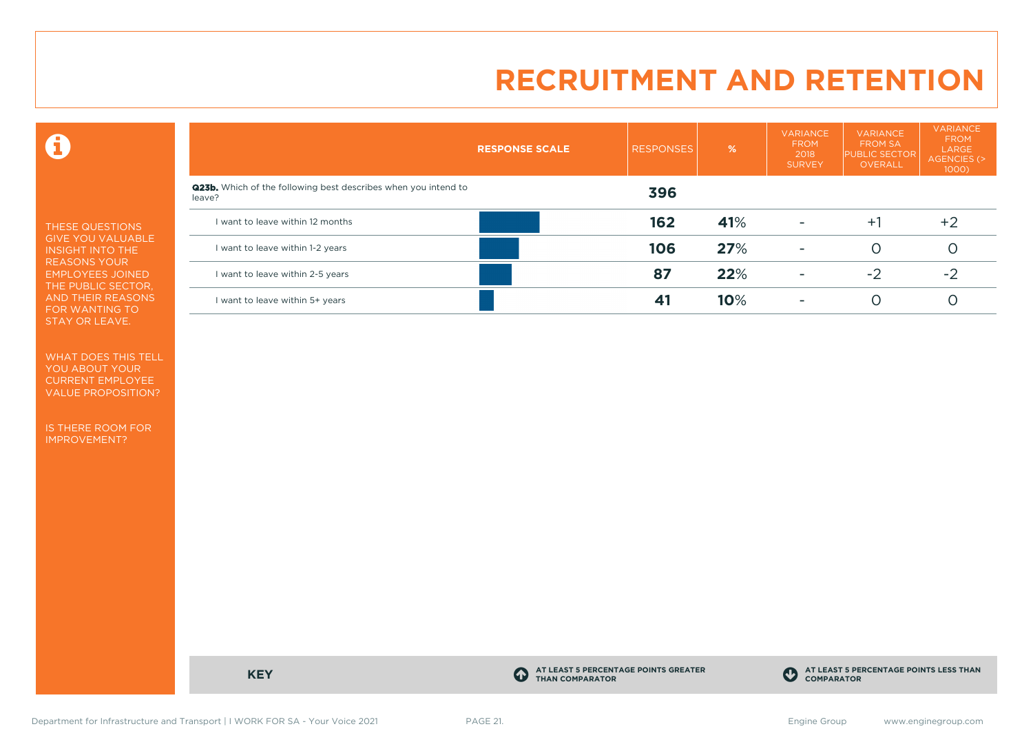# RECRUITMENT AND RETENTION

THESE QUESTIONS GIVE YOU VALUABLE INSIGHT INTO THE REASONS YOUR EMPLOYEES JOINED THE PUBLIC SECTOR, AND THEIR REASONS FOR WANTING TO STAY OR LEAVE.

WHAT DOES THIS TELL YOU ABOUT YOUR CURRENT EMPLOYEE VALUE PROPOSITION?

IS THERE ROOM FOR IMPROVEMENT?

| RESPONSE SCALE | RESPONSES | % | VARIANCE FROM 2018 SURVEY | VARIANCE FROM SA PUBLIC SECTOR OVERALL | VARIANCE FROM LARGE AGENCIES (> 1000) |
|---|---|---|---|---|---|
| **Q23b.** Which of the following best describes when you intend to leave? | **396** | | | | |
| I want to leave within 12 months | **162** | **41**% | - | +1 | +2 |
| I want to leave within 1-2 years | **106** | **27**% | - | 0 | 0 |
| I want to leave within 2-5 years | **87** | **22**% | - | -2 | -2 |
| I want to leave within 5+ years | **41** | **10**% | - | 0 | 0 |

**KEY**

AT LEAST 5 PERCENTAGE POINTS GREATER THAN COMPARATOR

AT LEAST 5 PERCENTAGE POINTS LESS THAN COMPARATOR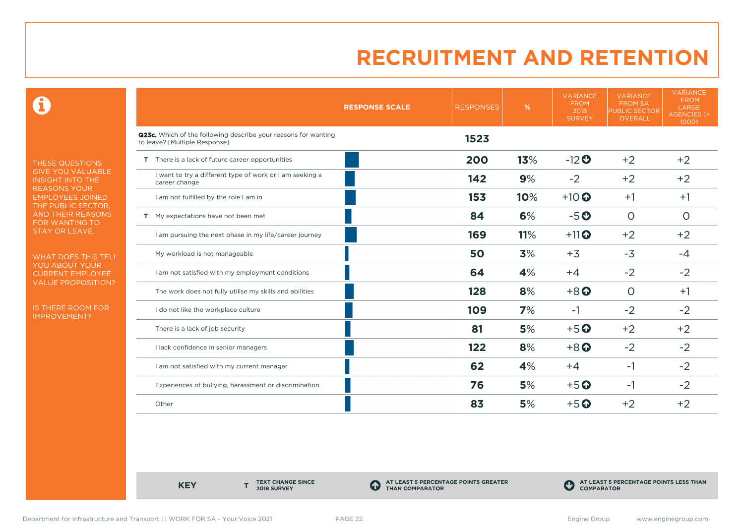# RECRUITMENT AND RETENTION

THESE QUESTIONS GIVE YOU VALUABLE INSIGHT INTO THE REASONS YOUR EMPLOYEES JOINED THE PUBLIC SECTOR, AND THEIR REASONS FOR WANTING TO STAY OR LEAVE.

WHAT DOES THIS TELL YOU ABOUT YOUR CURRENT EMPLOYEE VALUE PROPOSITION?

IS THERE ROOM FOR IMPROVEMENT?

| | RESPONSE SCALE | RESPONSES | % | VARIANCE FROM 2018 SURVEY | VARIANCE FROM SA PUBLIC SECTOR OVERALL | VARIANCE FROM LARGE AGENCIES (> 1000) |
|---|---|---|---|---|---|---|
| **Q23c.** Which of the following describe your reasons for wanting to leave? [Multiple Response] | | **1523** | | | | |
| T There is a lack of future career opportunities | | **200** | **13%** | -12 ↓ | +2 | +2 |
| I want to try a different type of work or I am seeking a career change | | **142** | **9%** | -2 | +2 | +2 |
| I am not fulfilled by the role I am in | | **153** | **10%** | +10 ↑ | +1 | +1 |
| T My expectations have not been met | | **84** | **6%** | -5 ↓ | 0 | 0 |
| I am pursuing the next phase in my life/career journey | | **169** | **11%** | +11 ↑ | +2 | +2 |
| My workload is not manageable | | **50** | **3%** | +3 | -3 | -4 |
| I am not satisfied with my employment conditions | | **64** | **4%** | +4 | -2 | -2 |
| The work does not fully utilise my skills and abilities | | **128** | **8%** | +8 ↑ | 0 | +1 |
| I do not like the workplace culture | | **109** | **7%** | -1 | -2 | -2 |
| There is a lack of job security | | **81** | **5%** | +5 ↑ | +2 | +2 |
| I lack confidence in senior managers | | **122** | **8%** | +8 ↑ | -2 | -2 |
| I am not satisfied with my current manager | | **62** | **4%** | +4 | -1 | -2 |
| Experiences of bullying, harassment or discrimination | | **76** | **5%** | +5 ↑ | -1 | -2 |
| Other | | **83** | **5%** | +5 ↑ | +2 | +2 |

**KEY**

T — TEXT CHANGE SINCE 2018 SURVEY

↑ — AT LEAST 5 PERCENTAGE POINTS GREATER THAN COMPARATOR

↓ — AT LEAST 5 PERCENTAGE POINTS LESS THAN COMPARATOR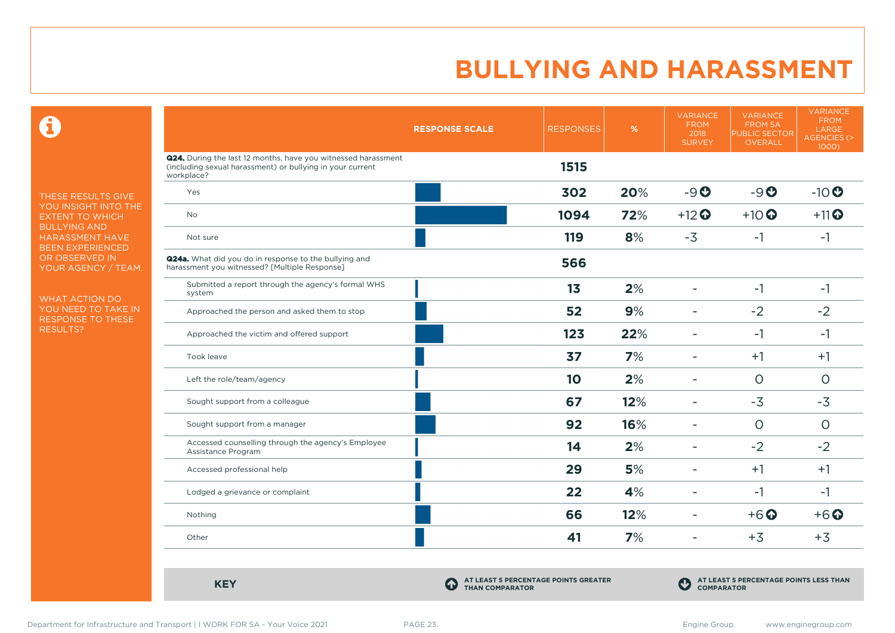# BULLYING AND HARASSMENT

THESE RESULTS GIVE YOU INSIGHT INTO THE EXTENT TO WHICH BULLYING AND HARASSMENT HAVE BEEN EXPERIENCED OR OBSERVED IN YOUR AGENCY / TEAM.

WHAT ACTION DO YOU NEED TO TAKE IN RESPONSE TO THESE RESULTS?

| | RESPONSE SCALE | RESPONSES | % | VARIANCE FROM 2018 SURVEY | VARIANCE FROM SA PUBLIC SECTOR OVERALL | VARIANCE FROM LARGE AGENCIES (> 1000) |
|---|---|---|---|---|---|---|
| **Q24.** During the last 12 months, have you witnessed harassment (including sexual harassment) or bullying in your current workplace? | | **1515** | | | | |
| Yes | | **302** | **20%** | -9 ⬇ | -9 ⬇ | -10 ⬇ |
| No | | **1094** | **72%** | +12 ⬆ | +10 ⬆ | +11 ⬆ |
| Not sure | | **119** | **8%** | -3 | -1 | -1 |
| **Q24a.** What did you do in response to the bullying and harassment you witnessed? [Multiple Response] | | **566** | | | | |
| Submitted a report through the agency's formal WHS system | | **13** | **2%** | - | -1 | -1 |
| Approached the person and asked them to stop | | **52** | **9%** | - | -2 | -2 |
| Approached the victim and offered support | | **123** | **22%** | - | -1 | -1 |
| Took leave | | **37** | **7%** | - | +1 | +1 |
| Left the role/team/agency | | **10** | **2%** | - | 0 | 0 |
| Sought support from a colleague | | **67** | **12%** | - | -3 | -3 |
| Sought support from a manager | | **92** | **16%** | - | 0 | 0 |
| Accessed counselling through the agency's Employee Assistance Program | | **14** | **2%** | - | -2 | -2 |
| Accessed professional help | | **29** | **5%** | - | +1 | +1 |
| Lodged a grievance or complaint | | **22** | **4%** | - | -1 | -1 |
| Nothing | | **66** | **12%** | - | +6 ⬆ | +6 ⬆ |
| Other | | **41** | **7%** | - | +3 | +3 |

**KEY**

⬆ AT LEAST 5 PERCENTAGE POINTS GREATER THAN COMPARATOR

⬇ AT LEAST 5 PERCENTAGE POINTS LESS THAN COMPARATOR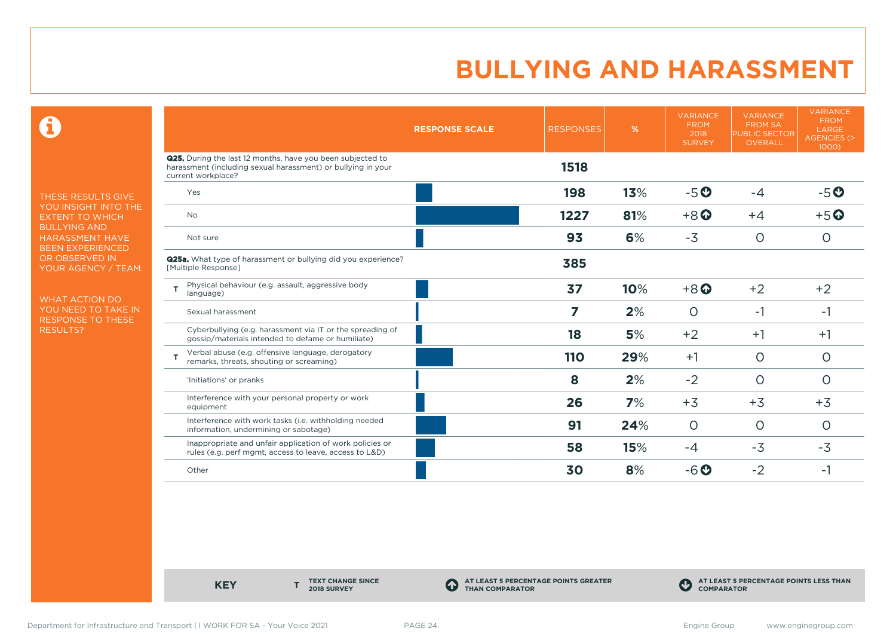# BULLYING AND HARASSMENT

THESE RESULTS GIVE YOU INSIGHT INTO THE EXTENT TO WHICH BULLYING AND HARASSMENT HAVE BEEN EXPERIENCED OR OBSERVED IN YOUR AGENCY / TEAM.

WHAT ACTION DO YOU NEED TO TAKE IN RESPONSE TO THESE RESULTS?

| | RESPONSE SCALE | RESPONSES | % | VARIANCE FROM 2018 SURVEY | VARIANCE FROM SA PUBLIC SECTOR OVERALL | VARIANCE FROM LARGE AGENCIES (> 1000) |
|---|---|---|---|---|---|---|
| **Q25.** During the last 12 months, have you been subjected to harassment (including sexual harassment) or bullying in your current workplace? | | **1518** | | | | |
| Yes | | **198** | **13%** | -5 ⬇ | -4 | -5 ⬇ |
| No | | **1227** | **81%** | +8 ⬆ | +4 | +5 ⬆ |
| Not sure | | **93** | **6%** | -3 | 0 | 0 |
| **Q25a.** What type of harassment or bullying did you experience? [Multiple Response] | | **385** | | | | |
| T Physical behaviour (e.g. assault, aggressive body language) | | **37** | **10%** | +8 ⬆ | +2 | +2 |
| Sexual harassment | | **7** | **2%** | 0 | -1 | -1 |
| Cyberbullying (e.g. harassment via IT or the spreading of gossip/materials intended to defame or humiliate) | | **18** | **5%** | +2 | +1 | +1 |
| T Verbal abuse (e.g. offensive language, derogatory remarks, threats, shouting or screaming) | | **110** | **29%** | +1 | 0 | 0 |
| 'Initiations' or pranks | | **8** | **2%** | -2 | 0 | 0 |
| Interference with your personal property or work equipment | | **26** | **7%** | +3 | +3 | +3 |
| Interference with work tasks (i.e. withholding needed information, undermining or sabotage) | | **91** | **24%** | 0 | 0 | 0 |
| Inappropriate and unfair application of work policies or rules (e.g. perf mgmt, access to leave, access to L&D) | | **58** | **15%** | -4 | -3 | -3 |
| Other | | **30** | **8%** | -6 ⬇ | -2 | -1 |

**KEY** — **T** TEXT CHANGE SINCE 2018 SURVEY; ⬆ AT LEAST 5 PERCENTAGE POINTS GREATER THAN COMPARATOR; ⬇ AT LEAST 5 PERCENTAGE POINTS LESS THAN COMPARATOR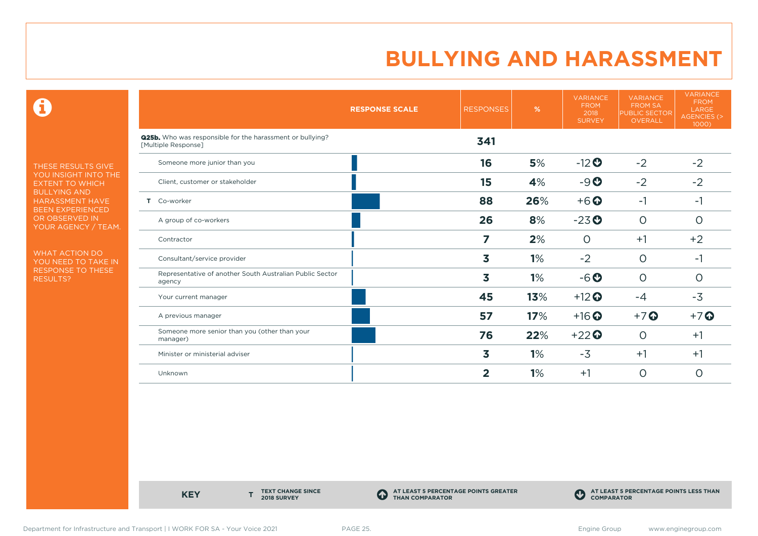# BULLYING AND HARASSMENT

THESE RESULTS GIVE YOU INSIGHT INTO THE EXTENT TO WHICH BULLYING AND HARASSMENT HAVE BEEN EXPERIENCED OR OBSERVED IN YOUR AGENCY / TEAM.

WHAT ACTION DO YOU NEED TO TAKE IN RESPONSE TO THESE RESULTS?

| | RESPONSE SCALE | RESPONSES | % | VARIANCE FROM 2018 SURVEY | VARIANCE FROM SA PUBLIC SECTOR OVERALL | VARIANCE FROM LARGE AGENCIES (> 1000) |
|---|---|---|---|---|---|---|
| **Q25b.** Who was responsible for the harassment or bullying? [Multiple Response] | | **341** | | | | |
| Someone more junior than you | | **16** | **5%** | -12 ⬇ | -2 | -2 |
| Client, customer or stakeholder | | **15** | **4%** | -9 ⬇ | -2 | -2 |
| T Co-worker | | **88** | **26%** | +6 ⬆ | -1 | -1 |
| A group of co-workers | | **26** | **8%** | -23 ⬇ | 0 | 0 |
| Contractor | | **7** | **2%** | 0 | +1 | +2 |
| Consultant/service provider | | **3** | **1%** | -2 | 0 | -1 |
| Representative of another South Australian Public Sector agency | | **3** | **1%** | -6 ⬇ | 0 | 0 |
| Your current manager | | **45** | **13%** | +12 ⬆ | -4 | -3 |
| A previous manager | | **57** | **17%** | +16 ⬆ | +7 ⬆ | +7 ⬆ |
| Someone more senior than you (other than your manager) | | **76** | **22%** | +22 ⬆ | 0 | +1 |
| Minister or ministerial adviser | | **3** | **1%** | -3 | +1 | +1 |
| Unknown | | **2** | **1%** | +1 | 0 | 0 |

**KEY** — **T** TEXT CHANGE SINCE 2018 SURVEY; ⬆ AT LEAST 5 PERCENTAGE POINTS GREATER THAN COMPARATOR; ⬇ AT LEAST 5 PERCENTAGE POINTS LESS THAN COMPARATOR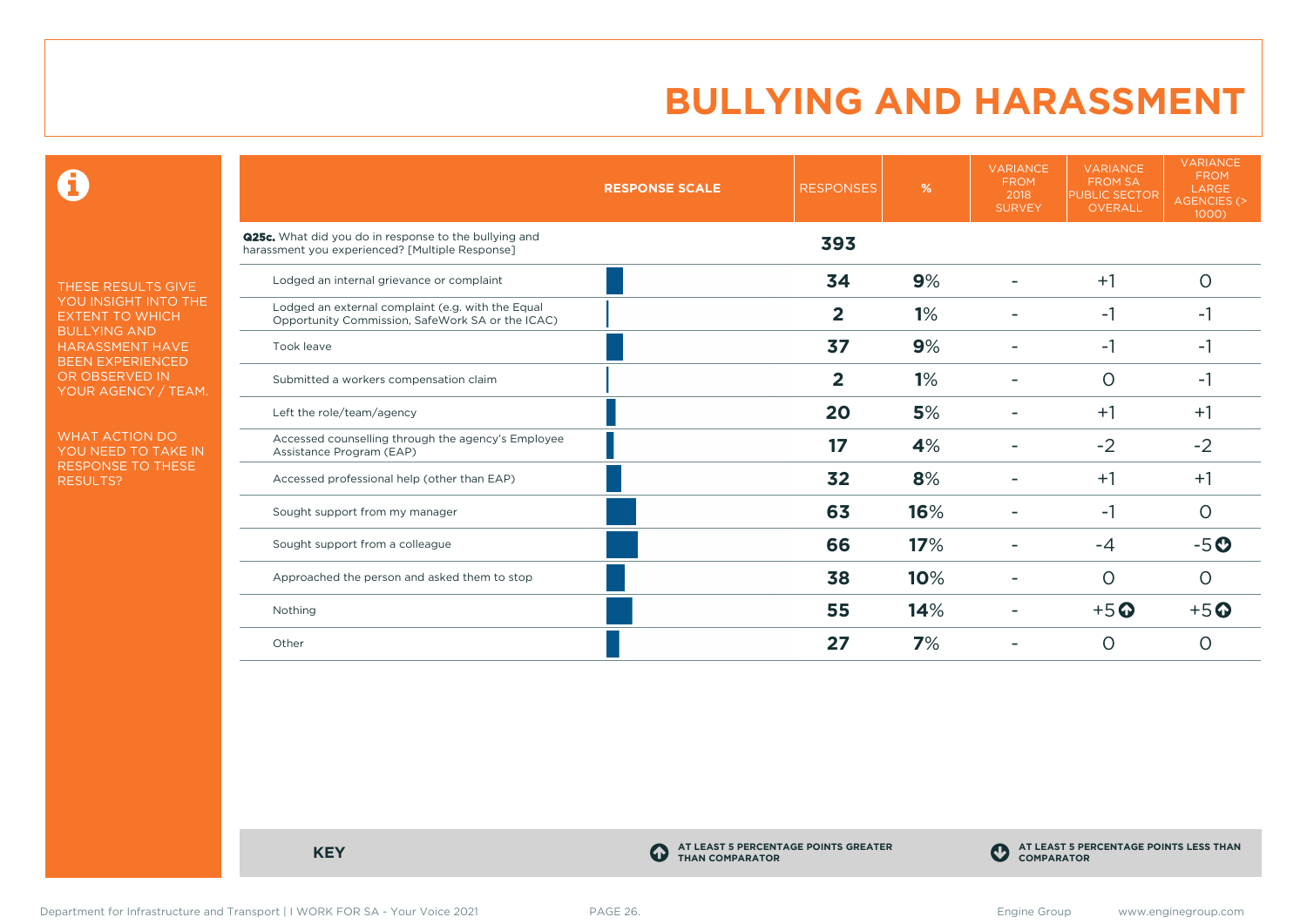# BULLYING AND HARASSMENT

THESE RESULTS GIVE YOU INSIGHT INTO THE EXTENT TO WHICH BULLYING AND HARASSMENT HAVE BEEN EXPERIENCED OR OBSERVED IN YOUR AGENCY / TEAM.

WHAT ACTION DO YOU NEED TO TAKE IN RESPONSE TO THESE RESULTS?

| RESPONSE SCALE | RESPONSES | % | VARIANCE FROM 2018 SURVEY | VARIANCE FROM SA PUBLIC SECTOR OVERALL | VARIANCE FROM LARGE AGENCIES (> 1000) |
|---|---|---|---|---|---|
| **Q25c.** What did you do in response to the bullying and harassment you experienced? [Multiple Response] | **393** | | | | |
| Lodged an internal grievance or complaint | **34** | **9%** | - | +1 | 0 |
| Lodged an external complaint (e.g. with the Equal Opportunity Commission, SafeWork SA or the ICAC) | **2** | **1%** | - | -1 | -1 |
| Took leave | **37** | **9%** | - | -1 | -1 |
| Submitted a workers compensation claim | **2** | **1%** | - | 0 | -1 |
| Left the role/team/agency | **20** | **5%** | - | +1 | +1 |
| Accessed counselling through the agency's Employee Assistance Program (EAP) | **17** | **4%** | - | -2 | -2 |
| Accessed professional help (other than EAP) | **32** | **8%** | - | +1 | +1 |
| Sought support from my manager | **63** | **16%** | - | -1 | 0 |
| Sought support from a colleague | **66** | **17%** | - | -4 | -5 ↓ |
| Approached the person and asked them to stop | **38** | **10%** | - | 0 | 0 |
| Nothing | **55** | **14%** | - | +5 ↑ | +5 ↑ |
| Other | **27** | **7%** | - | 0 | 0 |

**KEY**

↑ AT LEAST 5 PERCENTAGE POINTS GREATER THAN COMPARATOR

↓ AT LEAST 5 PERCENTAGE POINTS LESS THAN COMPARATOR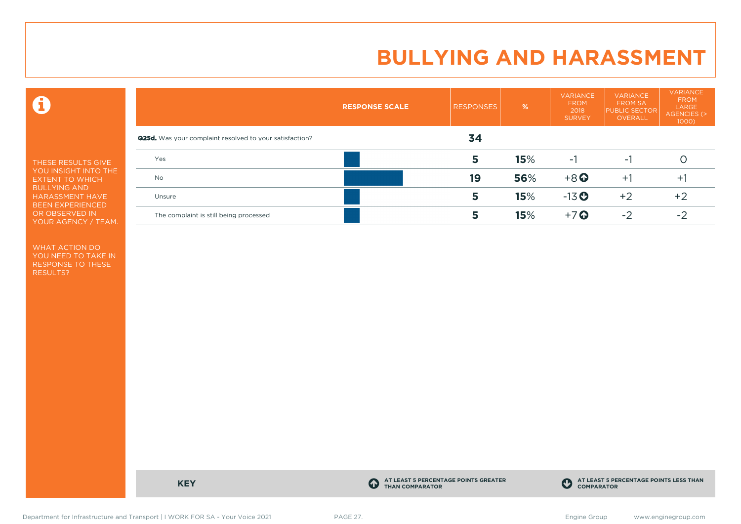# BULLYING AND HARASSMENT

THESE RESULTS GIVE YOU INSIGHT INTO THE EXTENT TO WHICH BULLYING AND HARASSMENT HAVE BEEN EXPERIENCED OR OBSERVED IN YOUR AGENCY / TEAM.

WHAT ACTION DO YOU NEED TO TAKE IN RESPONSE TO THESE RESULTS?

| | RESPONSE SCALE | RESPONSES | % | VARIANCE FROM 2018 SURVEY | VARIANCE FROM SA PUBLIC SECTOR OVERALL | VARIANCE FROM LARGE AGENCIES (> 1000) |
|---|---|---|---|---|---|---|
| **Q25d.** Was your complaint resolved to your satisfaction? | | **34** | | | | |
| Yes | | **5** | **15**% | -1 | -1 | 0 |
| No | | **19** | **56**% | +8 ⬆ | +1 | +1 |
| Unsure | | **5** | **15**% | -13 ⬇ | +2 | +2 |
| The complaint is still being processed | | **5** | **15**% | +7 ⬆ | -2 | -2 |

**KEY**

⬆ AT LEAST 5 PERCENTAGE POINTS GREATER THAN COMPARATOR

⬇ AT LEAST 5 PERCENTAGE POINTS LESS THAN COMPARATOR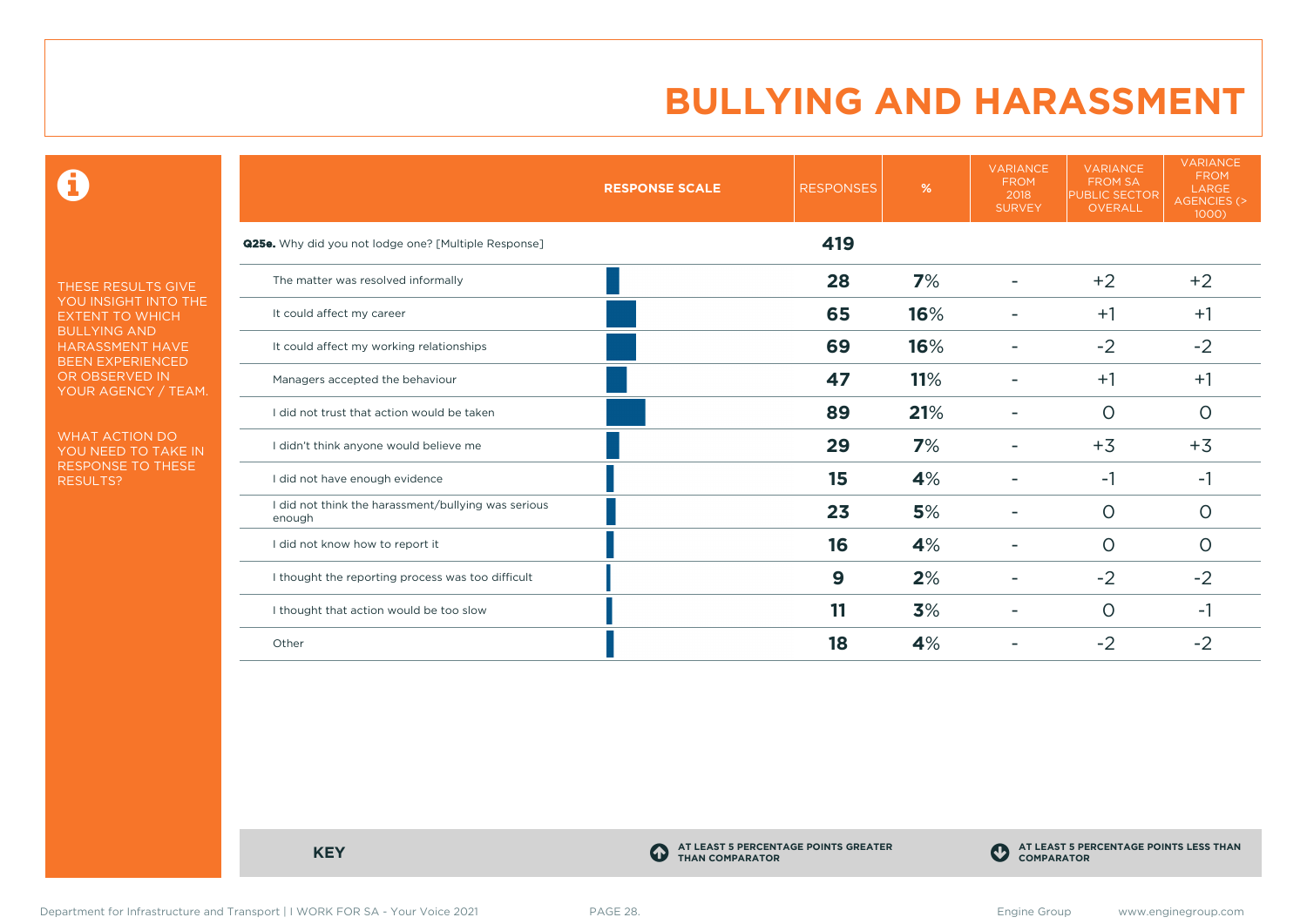# BULLYING AND HARASSMENT

THESE RESULTS GIVE YOU INSIGHT INTO THE EXTENT TO WHICH BULLYING AND HARASSMENT HAVE BEEN EXPERIENCED OR OBSERVED IN YOUR AGENCY / TEAM.

WHAT ACTION DO YOU NEED TO TAKE IN RESPONSE TO THESE RESULTS?

| RESPONSE SCALE | RESPONSES | % | VARIANCE FROM 2018 SURVEY | VARIANCE FROM SA PUBLIC SECTOR OVERALL | VARIANCE FROM LARGE AGENCIES (> 1000) |
|---|---|---|---|---|---|
| **Q25e.** Why did you not lodge one? [Multiple Response] | **419** | | | | |
| The matter was resolved informally | **28** | **7**% | - | +2 | +2 |
| It could affect my career | **65** | **16**% | - | +1 | +1 |
| It could affect my working relationships | **69** | **16**% | - | -2 | -2 |
| Managers accepted the behaviour | **47** | **11**% | - | +1 | +1 |
| I did not trust that action would be taken | **89** | **21**% | - | 0 | 0 |
| I didn't think anyone would believe me | **29** | **7**% | - | +3 | +3 |
| I did not have enough evidence | **15** | **4**% | - | -1 | -1 |
| I did not think the harassment/bullying was serious enough | **23** | **5**% | - | 0 | 0 |
| I did not know how to report it | **16** | **4**% | - | 0 | 0 |
| I thought the reporting process was too difficult | **9** | **2**% | - | -2 | -2 |
| I thought that action would be too slow | **11** | **3**% | - | 0 | -1 |
| Other | **18** | **4**% | - | -2 | -2 |

**KEY**

AT LEAST 5 PERCENTAGE POINTS GREATER THAN COMPARATOR

AT LEAST 5 PERCENTAGE POINTS LESS THAN COMPARATOR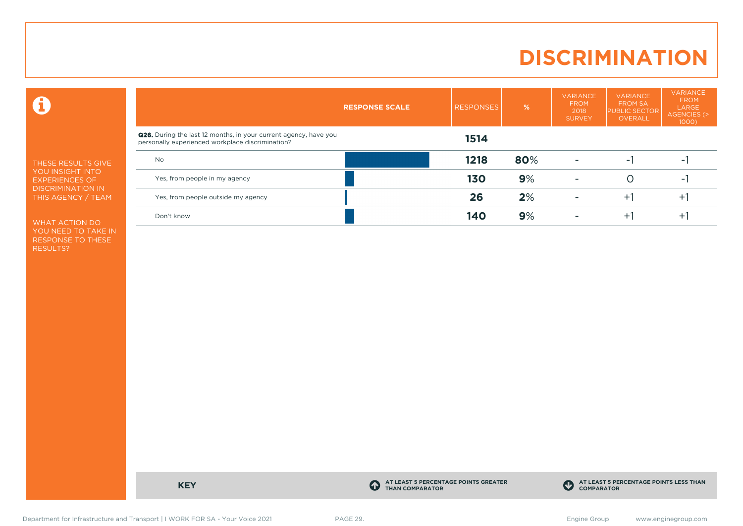# DISCRIMINATION

THESE RESULTS GIVE YOU INSIGHT INTO EXPERIENCES OF DISCRIMINATION IN THIS AGENCY / TEAM

WHAT ACTION DO YOU NEED TO TAKE IN RESPONSE TO THESE RESULTS?

| RESPONSE SCALE | RESPONSES | % | VARIANCE FROM 2018 SURVEY | VARIANCE FROM SA PUBLIC SECTOR OVERALL | VARIANCE FROM LARGE AGENCIES (> 1000) |
|---|---|---|---|---|---|
| **Q26.** During the last 12 months, in your current agency, have you personally experienced workplace discrimination? | **1514** | | | | |
| No | **1218** | **80**% | - | -1 | -1 |
| Yes, from people in my agency | **130** | **9**% | - | 0 | -1 |
| Yes, from people outside my agency | **26** | **2**% | - | +1 | +1 |
| Don't know | **140** | **9**% | - | +1 | +1 |

**KEY**

AT LEAST 5 PERCENTAGE POINTS GREATER THAN COMPARATOR

AT LEAST 5 PERCENTAGE POINTS LESS THAN COMPARATOR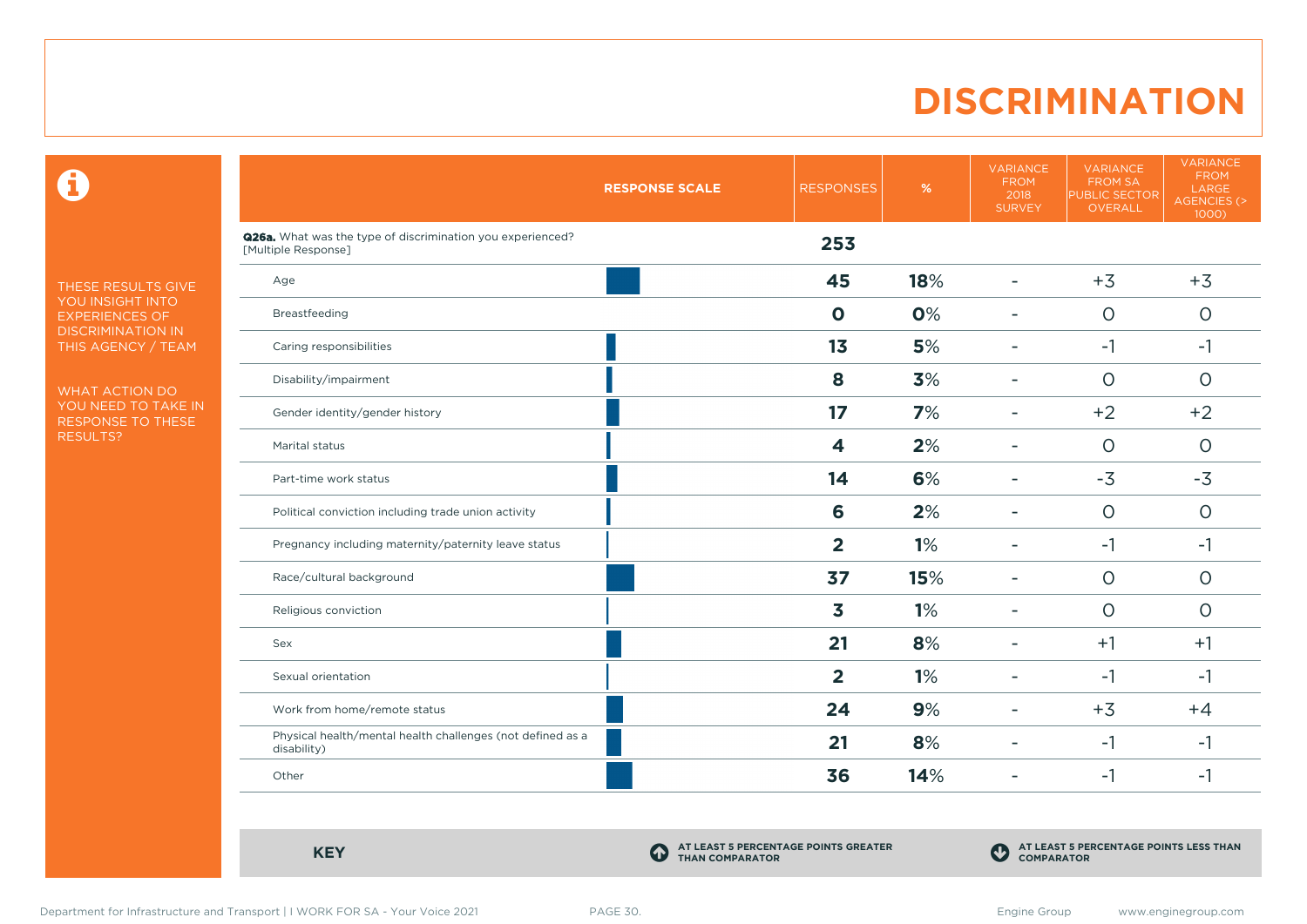# DISCRIMINATION

THESE RESULTS GIVE YOU INSIGHT INTO EXPERIENCES OF DISCRIMINATION IN THIS AGENCY / TEAM

WHAT ACTION DO YOU NEED TO TAKE IN RESPONSE TO THESE RESULTS?

| RESPONSE SCALE | RESPONSES | % | VARIANCE FROM 2018 SURVEY | VARIANCE FROM SA PUBLIC SECTOR OVERALL | VARIANCE FROM LARGE AGENCIES (> 1000) |
|---|---|---|---|---|---|
| **Q26a.** What was the type of discrimination you experienced? [Multiple Response] | **253** | | | | |
| Age | **45** | **18%** | - | +3 | +3 |
| Breastfeeding | **0** | **0%** | - | 0 | 0 |
| Caring responsibilities | **13** | **5%** | - | -1 | -1 |
| Disability/impairment | **8** | **3%** | - | 0 | 0 |
| Gender identity/gender history | **17** | **7%** | - | +2 | +2 |
| Marital status | **4** | **2%** | - | 0 | 0 |
| Part-time work status | **14** | **6%** | - | -3 | -3 |
| Political conviction including trade union activity | **6** | **2%** | - | 0 | 0 |
| Pregnancy including maternity/paternity leave status | **2** | **1%** | - | -1 | -1 |
| Race/cultural background | **37** | **15%** | - | 0 | 0 |
| Religious conviction | **3** | **1%** | - | 0 | 0 |
| Sex | **21** | **8%** | - | +1 | +1 |
| Sexual orientation | **2** | **1%** | - | -1 | -1 |
| Work from home/remote status | **24** | **9%** | - | +3 | +4 |
| Physical health/mental health challenges (not defined as a disability) | **21** | **8%** | - | -1 | -1 |
| Other | **36** | **14%** | - | -1 | -1 |

**KEY**

AT LEAST 5 PERCENTAGE POINTS GREATER THAN COMPARATOR

AT LEAST 5 PERCENTAGE POINTS LESS THAN COMPARATOR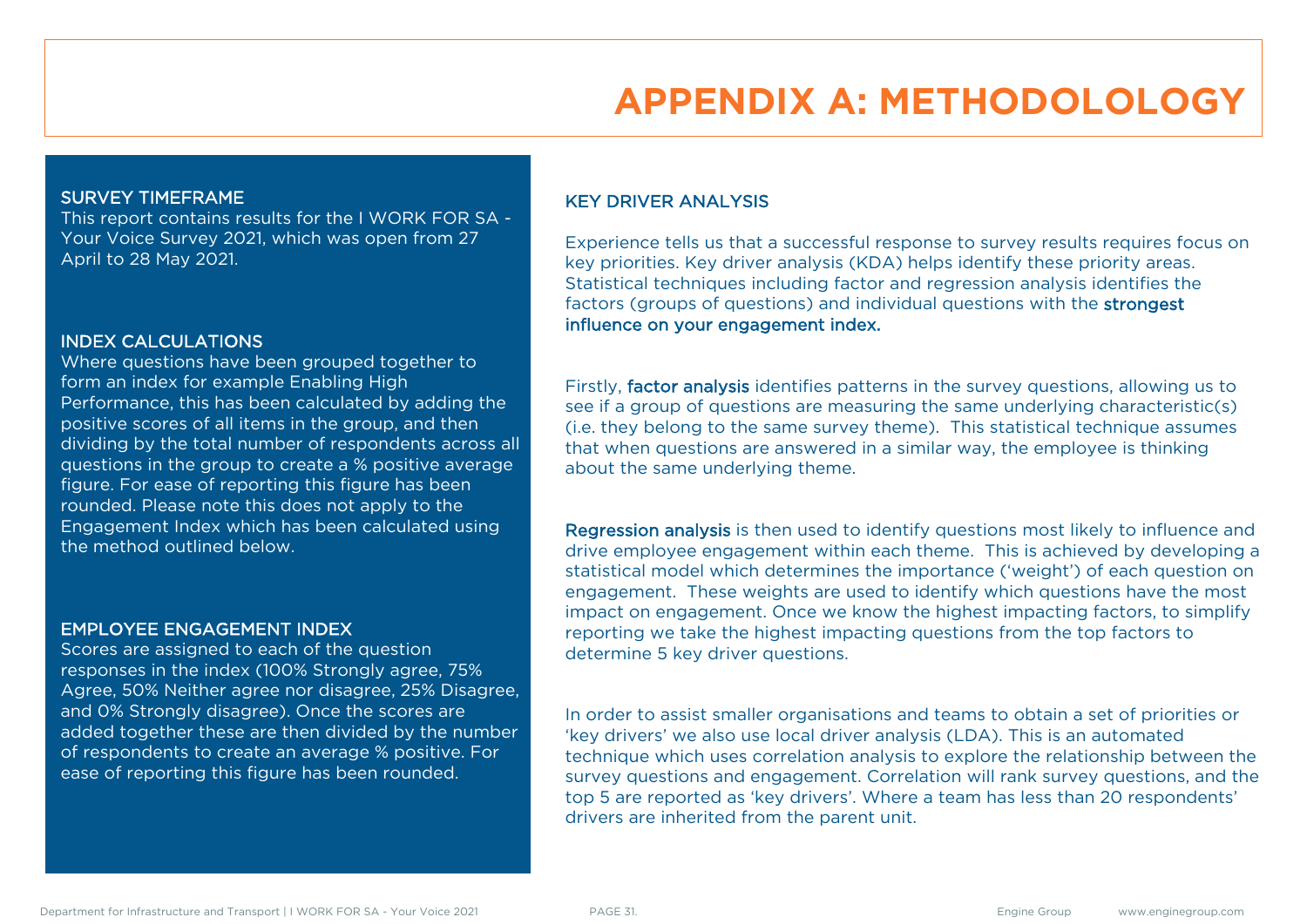# APPENDIX A: METHODOLOLOGY

## SURVEY TIMEFRAME

This report contains results for the I WORK FOR SA - Your Voice Survey 2021, which was open from 27 April to 28 May 2021.

## INDEX CALCULATIONS

Where questions have been grouped together to form an index for example Enabling High Performance, this has been calculated by adding the positive scores of all items in the group, and then dividing by the total number of respondents across all questions in the group to create a % positive average figure. For ease of reporting this figure has been rounded. Please note this does not apply to the Engagement Index which has been calculated using the method outlined below.

## EMPLOYEE ENGAGEMENT INDEX

Scores are assigned to each of the question responses in the index (100% Strongly agree, 75% Agree, 50% Neither agree nor disagree, 25% Disagree, and 0% Strongly disagree). Once the scores are added together these are then divided by the number of respondents to create an average % positive. For ease of reporting this figure has been rounded.

## KEY DRIVER ANALYSIS

Experience tells us that a successful response to survey results requires focus on key priorities. Key driver analysis (KDA) helps identify these priority areas. Statistical techniques including factor and regression analysis identifies the factors (groups of questions) and individual questions with the **strongest influence on your engagement index.**

Firstly, **factor analysis** identifies patterns in the survey questions, allowing us to see if a group of questions are measuring the same underlying characteristic(s) (i.e. they belong to the same survey theme). This statistical technique assumes that when questions are answered in a similar way, the employee is thinking about the same underlying theme.

**Regression analysis** is then used to identify questions most likely to influence and drive employee engagement within each theme. This is achieved by developing a statistical model which determines the importance ('weight') of each question on engagement. These weights are used to identify which questions have the most impact on engagement. Once we know the highest impacting factors, to simplify reporting we take the highest impacting questions from the top factors to determine 5 key driver questions.

In order to assist smaller organisations and teams to obtain a set of priorities or 'key drivers' we also use local driver analysis (LDA). This is an automated technique which uses correlation analysis to explore the relationship between the survey questions and engagement. Correlation will rank survey questions, and the top 5 are reported as 'key drivers'. Where a team has less than 20 respondents' drivers are inherited from the parent unit.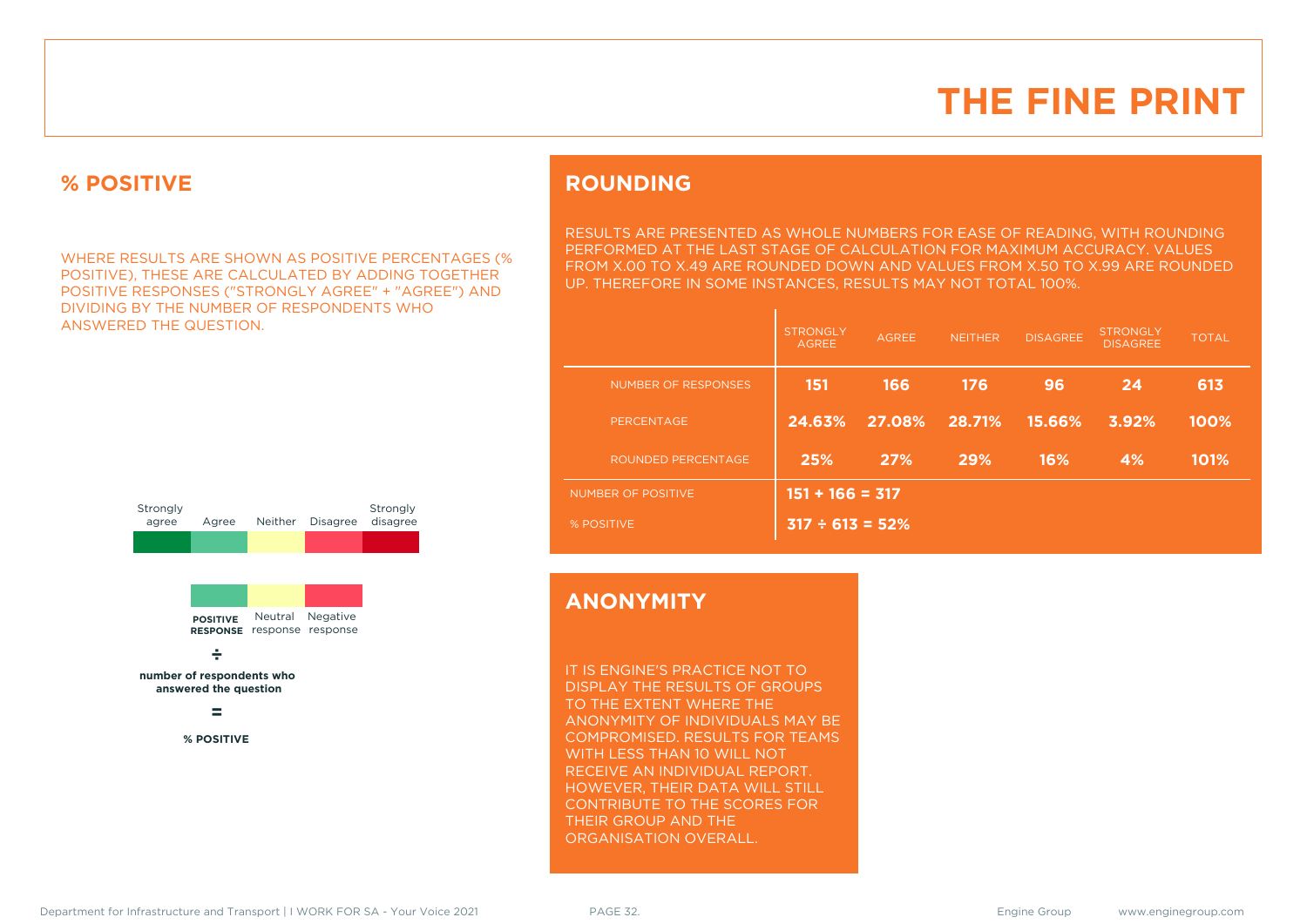# THE FINE PRINT

## % POSITIVE

WHERE RESULTS ARE SHOWN AS POSITIVE PERCENTAGES (% POSITIVE), THESE ARE CALCULATED BY ADDING TOGETHER POSITIVE RESPONSES ("STRONGLY AGREE" + "AGREE") AND DIVIDING BY THE NUMBER OF RESPONDENTS WHO ANSWERED THE QUESTION.

Strongly agree
Agree
Neither
Disagree
Strongly disagree

**POSITIVE RESPONSE**
Neutral response
Negative response

÷

**number of respondents who answered the question**

=

**% POSITIVE**

## ROUNDING

RESULTS ARE PRESENTED AS WHOLE NUMBERS FOR EASE OF READING, WITH ROUNDING PERFORMED AT THE LAST STAGE OF CALCULATION FOR MAXIMUM ACCURACY. VALUES FROM X.00 TO X.49 ARE ROUNDED DOWN AND VALUES FROM X.50 TO X.99 ARE ROUNDED UP. THEREFORE IN SOME INSTANCES, RESULTS MAY NOT TOTAL 100%.

| | STRONGLY AGREE | AGREE | NEITHER | DISAGREE | STRONGLY DISAGREE | TOTAL |
|---|---|---|---|---|---|---|
| NUMBER OF RESPONSES | **151** | **166** | **176** | **96** | **24** | **613** |
| PERCENTAGE | **24.63%** | **27.08%** | **28.71%** | **15.66%** | **3.92%** | **100%** |
| ROUNDED PERCENTAGE | **25%** | **27%** | **29%** | **16%** | **4%** | **101%** |
| NUMBER OF POSITIVE | **151 + 166 = 317** | | | | | |
| % POSITIVE | **317 ÷ 613 = 52%** | | | | | |

## ANONYMITY

IT IS ENGINE'S PRACTICE NOT TO DISPLAY THE RESULTS OF GROUPS TO THE EXTENT WHERE THE ANONYMITY OF INDIVIDUALS MAY BE COMPROMISED. RESULTS FOR TEAMS WITH LESS THAN 10 WILL NOT RECEIVE AN INDIVIDUAL REPORT. HOWEVER, THEIR DATA WILL STILL CONTRIBUTE TO THE SCORES FOR THEIR GROUP AND THE ORGANISATION OVERALL.